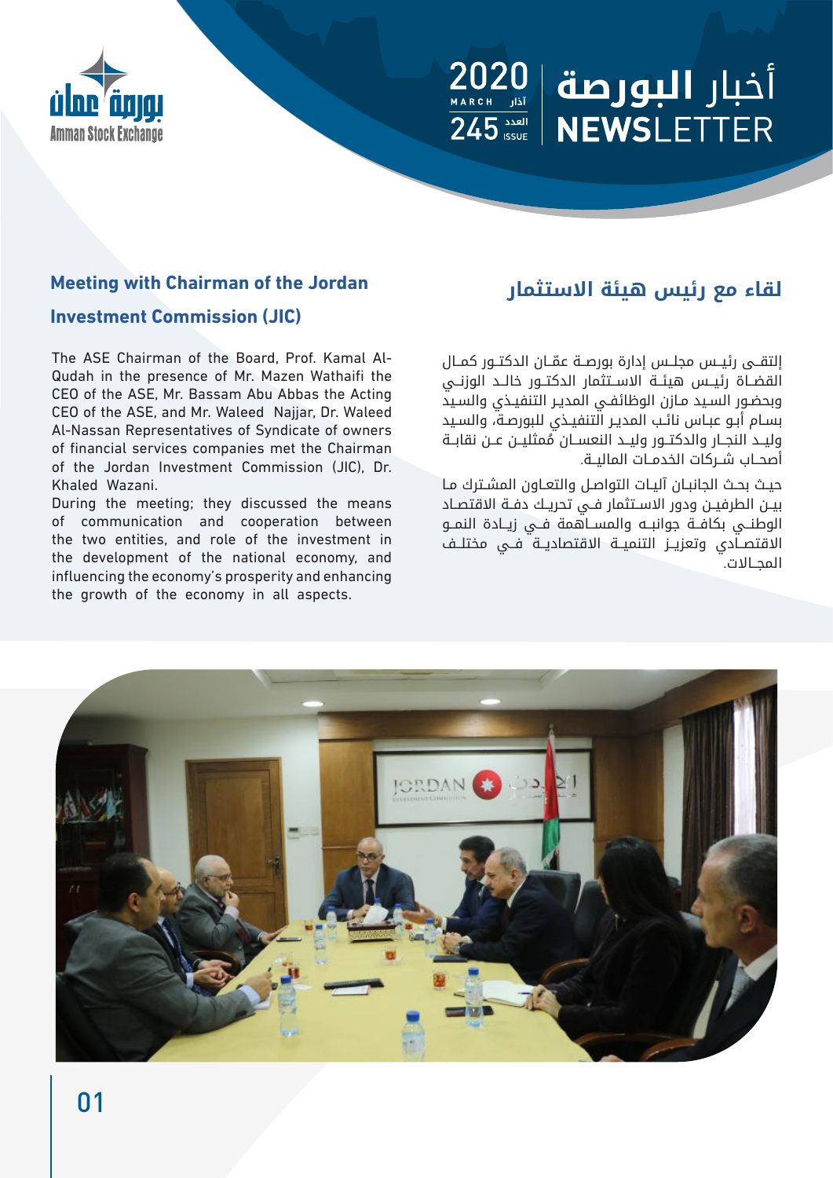# أخبار البورصة NEWSLETTER

2020 آذار MARCH

العدد 245 ISSUE

## لقاء مع رئيس هيئة الاستثمار

إلتقى رئيس مجلس إدارة بورصة عمّان الدكتور كمال القضاة رئيس هيئة الاستثمار الدكتور خالد الوزني وبحضور السيد مازن الوظائفي المدير التنفيذي والسيد بسام أبو عباس نائب المدير التنفيذي للبورصة، والسيد وليد النجار والدكتور وليد النعسان ممثلين عن نقابة أصحاب شركات الخدمات المالية.

حيث بحث الجانبان آليات التواصل والتعاون المشترك ما بين الطرفين ودور الاستثمار في تحريك دفة الاقتصاد الوطني بكافة جوانبه والمساهمة في زيادة النمو الاقتصادي وتعزيز التنمية الاقتصادية في مختلف المجالات.

## Meeting with Chairman of the Jordan Investment Commission (JIC)

The ASE Chairman of the Board, Prof. Kamal Al-Qudah in the presence of Mr. Mazen Wathaifi the CEO of the ASE, Mr. Bassam Abu Abbas the Acting CEO of the ASE, and Mr. Waleed Najjar, Dr. Waleed Al-Nassan Representatives of Syndicate of owners of financial services companies met the Chairman of the Jordan Investment Commission (JIC), Dr. Khaled Wazani.

During the meeting; they discussed the means of communication and cooperation between the two entities, and role of the investment in the development of the national economy, and influencing the economy's prosperity and enhancing the growth of the economy in all aspects.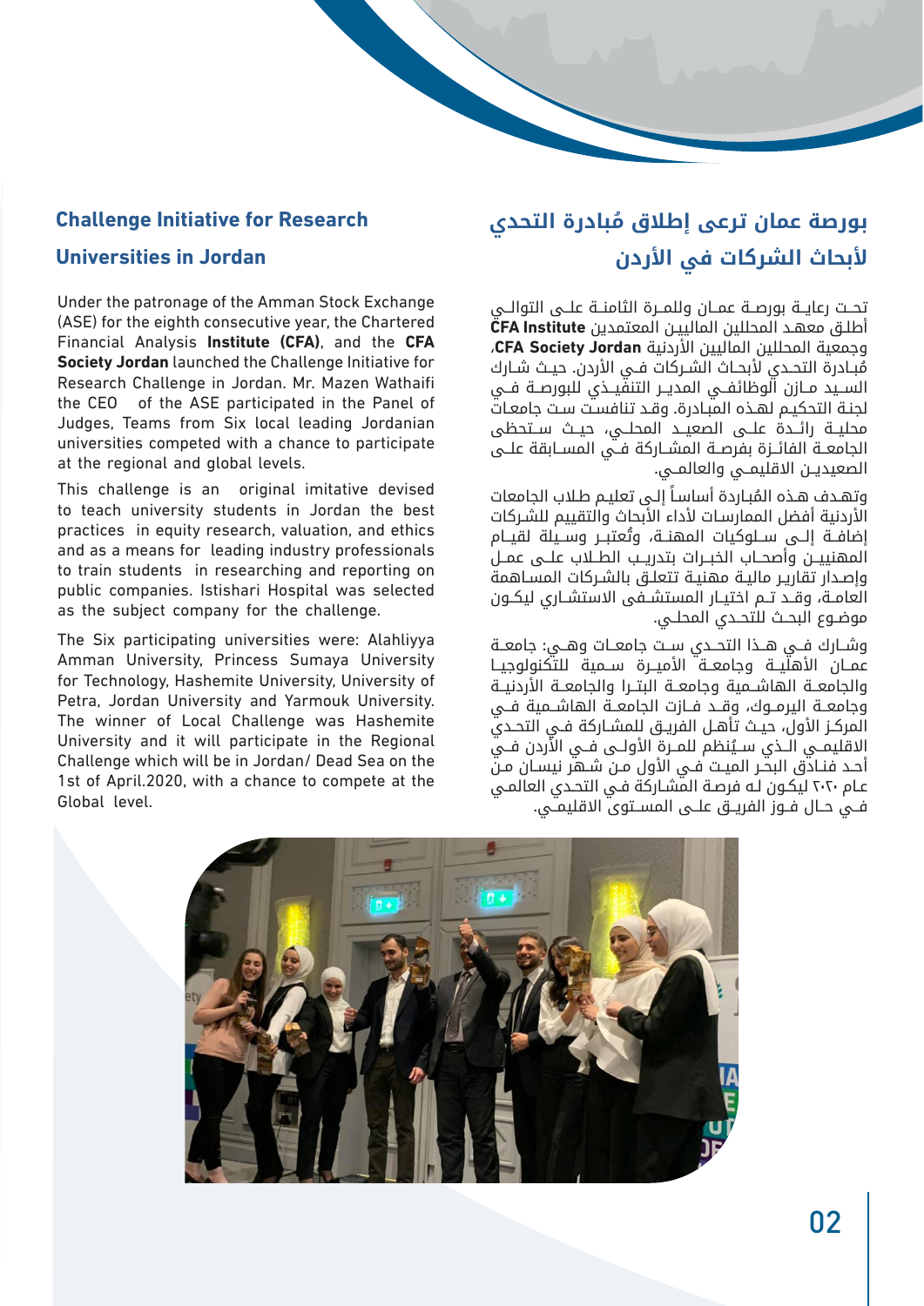## Challenge Initiative for Research Universities in Jordan

Under the patronage of the Amman Stock Exchange (ASE) for the eighth consecutive year, the Chartered Financial Analysis **Institute (CFA)**, and the **CFA Society Jordan** launched the Challenge Initiative for Research Challenge in Jordan. Mr. Mazen Wathaifi the CEO of the ASE participated in the Panel of Judges, Teams from Six local leading Jordanian universities competed with a chance to participate at the regional and global levels.

This challenge is an original imitative devised to teach university students in Jordan the best practices in equity research, valuation, and ethics and as a means for leading industry professionals to train students in researching and reporting on public companies. Istishari Hospital was selected as the subject company for the challenge.

The Six participating universities were: Alahliyya Amman University, Princess Sumaya University for Technology, Hashemite University, University of Petra, Jordan University and Yarmouk University. The winner of Local Challenge was Hashemite University and it will participate in the Regional Challenge which will be in Jordan/ Dead Sea on the 1st of April.2020, with a chance to compete at the Global level.

## بورصة عمان ترعى إطلاق مُبادرة التحدي لأبحاث الشركات في الأردن

تحت رعاية بورصة عمان وللمرة الثامنة على التوالي أطلق معهد المحللين الماليين المعتمدين **CFA Institute** وجمعية المحللين الماليين الأردنية **CFA Society Jordan**، مُبادرة التحدي لأبحاث الشركات في الأردن. حيث شارك السيد مازن الوظائفي المدير التنفيذي للبورصة في لجنة التحكيم لهذه المبادرة. وقد تنافست ست جامعات محلية رائدة على الصعيد المحلي، حيث ستحظى الجامعة الفائزة بفرصة المشاركة في المسابقة على الصعيدين الاقليمي والعالمي.

وتهدف هذه المُبادرة أساساً إلى تعليم طلاب الجامعات الأردنية أفضل الممارسات لأداء الأبحاث والتقييم للشركات إضافة إلى سلوكيات المهنة، وتُعتبر وسيلة لقيام المهنيين وأصحاب الخبرات بتدريب الطلاب على عمل وإصدار تقارير مالية مهنية تتعلق بالشركات المساهمة العامة، وقد تم اختيار المستشفى الاستشاري ليكون موضوع البحث للتحدي المحلي.

وشارك في هذا التحدي ست جامعات وهي: جامعة عمان الأهلية وجامعة الأميرة سمية للتكنولوجيا والجامعة الهاشمية وجامعة البترا والجامعة الأردنية وجامعة اليرموك، وقد فازت الجامعة الهاشمية في المركز الأول، حيث تأهل الفريق للمشاركة في التحدي الاقليمي الذي سيُنظم للمرة الأولى في الأردن في أحد فنادق البحر الميت في الأول من شهر نيسان من عام ٢٠٢٠ ليكون له فرصة المشاركة في التحدي العالمي في حال فوز الفريق على المستوى الاقليمي.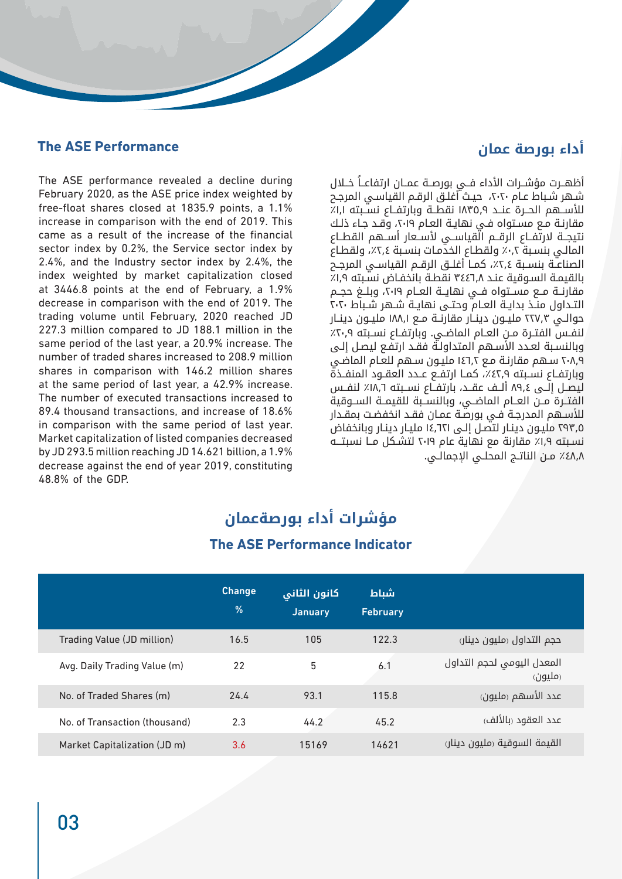## The ASE Performance

The ASE performance revealed a decline during February 2020, as the ASE price index weighted by free-float shares closed at 1835.9 points, a 1.1% increase in comparison with the end of 2019. This came as a result of the increase of the financial sector index by 0.2%, the Service sector index by 2.4%, and the Industry sector index by 2.4%, the index weighted by market capitalization closed at 3446.8 points at the end of February, a 1.9% decrease in comparison with the end of 2019. The trading volume until February, 2020 reached JD 227.3 million compared to JD 188.1 million in the same period of the last year, a 20.9% increase. The number of traded shares increased to 208.9 million shares in comparison with 146.2 million shares at the same period of last year, a 42.9% increase. The number of executed transactions increased to 89.4 thousand transactions, and increase of 18.6% in comparison with the same period of last year. Market capitalization of listed companies decreased by JD 293.5 million reaching JD 14.621 billion, a 1.9% decrease against the end of year 2019, constituting 48.8% of the GDP.

## أداء بورصة عمان

أظهـرت مؤشـرات الأداء فـي بورصـة عمـان ارتفاعـاً خـلال شـهر شـباط عـام ٢٠٢٠، حيث أغلـق الرقـم القياسـي المرجـح للأسـهم الحـرة عنـد ١٨٣٥,٩ نقطـة وبارتفـاع نسـبته ١,١٪ مقارنـة مـع مسـتواه فـي نهايـة العـام ٢٠١٩، وقـد جـاء ذلـك نتيجـة لارتفـاع الرقـم القياسـي لأسـعار أسـهم القطـاع المالـي بنسـبة ٠,٢٪ ولقطـاع الخدمـات بنسـبة ٢,٤٪، ولقطـاع الصناعـة بنسـبة ٢,٤٪، كمـا أغلـق الرقـم القياسـي المرجـح بالقيمـة السـوقية عنـد ٣٤٤٦,٨ نقطـة بانخفـاض نسـبته ١,٩٪ مقارنـة مـع مسـتواه فـي نهايـة العـام ٢٠١٩، وبلـغ حجـم التـداول منـذ بدايـة العـام وحتـى نهايـة شـهر شـباط ٢٠٢٠ حوالـي ٢٢٧,٣ مليـون دينـار مقارنـة مـع ١٨٨,١ مليـون دينـار لنفـس الفتـرة مـن العـام الماضـي. وبارتفـاع نسـبته ٢٠,٩٪ وبالنسـبة لعـدد الأسـهم المتداولـة فقـد ارتفـع ليصـل إلـى ٢٠٨,٩ سـهم مقارنـة مـع ١٤٦,٢ مليـون سـهم للعـام الماضـي وبارتفـاع نسـبته ٤٢,٩٪، كمـا ارتفـع عـدد العقـود المنفـذة ليصـل إلـى ٨٩,٤ ألـف عقـد، بارتفـاع نسـبته ١٨,٦٪ لنفـس الفتـرة مـن العـام الماضـي، وبالنسـبة للقيمـة السـوقية للأسـهم المدرجـة فـي بورصـة عمـان فقـد انخفضـت بمقـدار ٢٩٣,٥ مليـون دينـار لتصـل إلـى ١٤,٦٢١ مليـار دينـار وبانخفـاض نسـبته ١,٩٪ مقارنـة مـع نهايـة عـام ٢٠١٩ لتشـكل مـا نسـبتـه ٤٨,٨٪ مـن الناتـج المحلـي الإجمالـي.

## مؤشرات أداء بورصةعمان

### The ASE Performance Indicator

| | Change % | كانون الثاني January | شباط February | |
|---|---|---|---|---|
| Trading Value (JD million) | 16.5 | 105 | 122.3 | حجم التداول (مليون دينار) |
| Avg. Daily Trading Value (m) | 22 | 5 | 6.1 | المعدل اليومي لحجم التداول (مليون) |
| No. of Traded Shares (m) | 24.4 | 93.1 | 115.8 | عدد الأسهم (مليون) |
| No. of Transaction (thousand) | 2.3 | 44.2 | 45.2 | عدد العقود (بالألف) |
| Market Capitalization (JD m) | 3.6 | 15169 | 14621 | القيمة السوقية (مليون دينار) |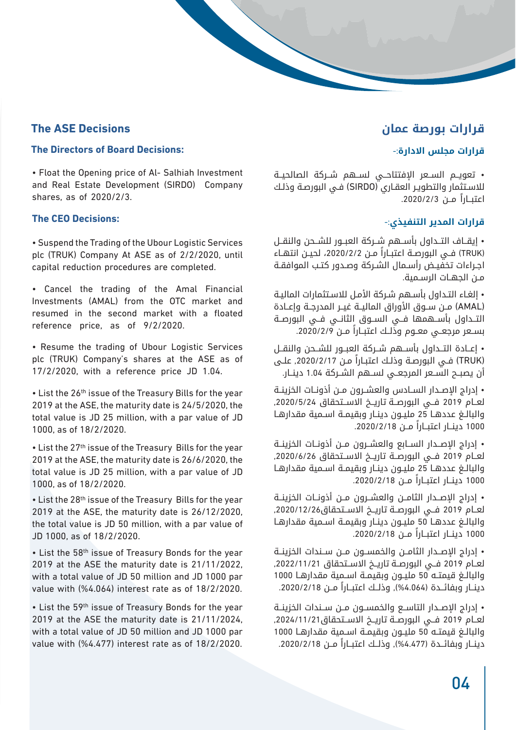## The ASE Decisions

### The Directors of Board Decisions:

• Float the Opening price of Al- Salhiah Investment and Real Estate Development (SIRDO) Company shares, as of 2020/2/3.

### The CEO Decisions:

• Suspend the Trading of the Ubour Logistic Services plc (TRUK) Company At ASE as of 2/2/2020, until capital reduction procedures are completed.

• Cancel the trading of the Amal Financial Investments (AMAL) from the OTC market and resumed in the second market with a floated reference price, as of 9/2/2020.

• Resume the trading of Ubour Logistic Services plc (TRUK) Company's shares at the ASE as of 17/2/2020, with a reference price JD 1.04.

• List the 26th issue of the Treasury Bills for the year 2019 at the ASE, the maturity date is 24/5/2020, the total value is JD 25 million, with a par value of JD 1000, as of 18/2/2020.

• List the 27th issue of the Treasury Bills for the year 2019 at the ASE, the maturity date is 26/6/2020, the total value is JD 25 million, with a par value of JD 1000, as of 18/2/2020.

• List the 28th issue of the Treasury Bills for the year 2019 at the ASE, the maturity date is 26/12/2020, the total value is JD 50 million, with a par value of JD 1000, as of 18/2/2020.

• List the 58th issue of Treasury Bonds for the year 2019 at the ASE the maturity date is 21/11/2022, with a total value of JD 50 million and JD 1000 par value with (%4.064) interest rate as of 18/2/2020.

• List the 59th issue of Treasury Bonds for the year 2019 at the ASE the maturity date is 21/11/2024, with a total value of JD 50 million and JD 1000 par value with (%4.477) interest rate as of 18/2/2020.

## قرارات بورصة عمان

### قرارات مجلس الادارة:-

• تعويم السعر الإفتتاحي لسهم شركة الصالحية للاستثمار والتطوير العقاري (SIRDO) في البورصة وذلك اعتباراً من 2020/2/3.

### قرارات المدير التنفيذي:-

• إيقاف التداول بأسهم شركة العبور للشحن والنقل (TRUK) في البورصة اعتباراً من 2020/2/2، لحين انتهاء اجراءات تخفيض رأسمال الشركة وصدور كتب الموافقة من الجهات الرسمية.

• إلغاء التداول بأسهم شركة الأمل للاستثمارات المالية (AMAL) من سوق الأوراق المالية غير المدرجة وإعادة التداول بأسهمها في السوق الثاني في البورصة بسعر مرجعي معوم وذلك اعتباراً من 2020/2/9.

• إعادة التداول بأسهم شركة العبور للشحن والنقل (TRUK) في البورصة وذلك اعتباراً من 2020/2/17، على أن يصبح السعر المرجعي لسهم الشركة 1.04 دينار.

• إدراج الإصدار السادس والعشرون من أذونات الخزينة لعام 2019 في البورصة تاريخ الاستحقاق 2020/5/24، والبالغ عددها 25 مليون دينار وبقيمة اسمية مقدارها 1000 دينار اعتباراً من 2020/2/18.

• إدراج الإصدار السابع والعشرون من أذونات الخزينة لعام 2019 في البورصة تاريخ الاستحقاق 2020/6/26، والبالغ عددها 25 مليون دينار وبقيمة اسمية مقدارها 1000 دينار اعتباراً من 2020/2/18.

• إدراج الإصدار الثامن والعشرون من أذونات الخزينة لعام 2019 في البورصة تاريخ الاستحقاق2020/12/26، والبالغ عددها 50 مليون دينار وبقيمة اسمية مقدارها 1000 دينار اعتباراً من 2020/2/18.

• إدراج الإصدار الثامن والخمسون من سندات الخزينة لعام 2019 في البورصة تاريخ الاستحقاق 2022/11/21، والبالغ قيمته 50 مليون وبقيمة اسمية مقدارها 1000 دينار وبفائدة (4.064%)، وذلك اعتباراً من 2020/2/18.

• إدراج الإصدار التاسع والخمسون من سندات الخزينة لعام 2019 في البورصة تاريخ الاستحقاق2024/11/21، والبالغ قيمته 50 مليون وبقيمة اسمية مقدارها 1000 دينار وبفائدة (4.477%)، وذلك اعتباراً من 2020/2/18.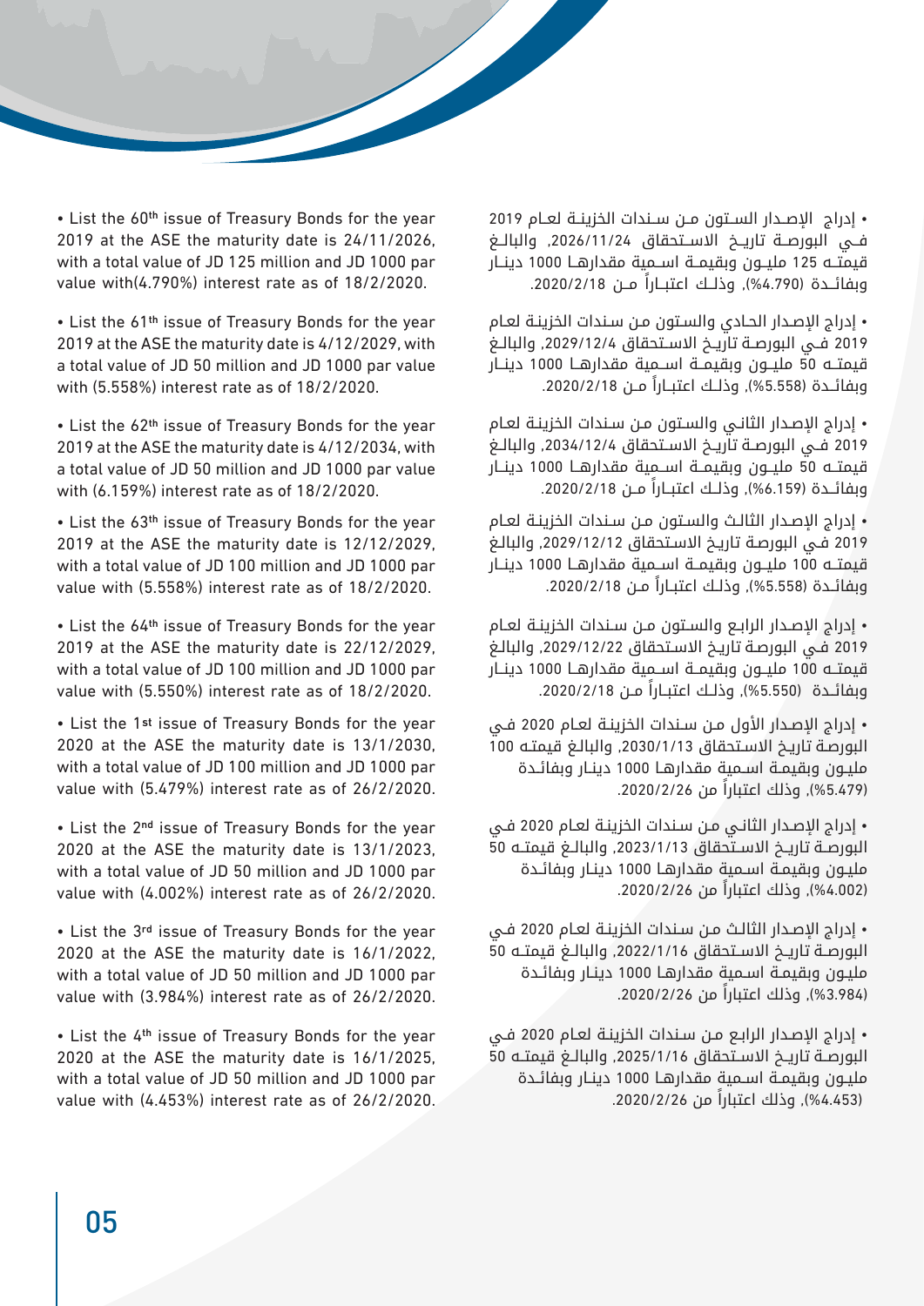- List the 60th issue of Treasury Bonds for the year 2019 at the ASE the maturity date is 24/11/2026, with a total value of JD 125 million and JD 1000 par value with(4.790%) interest rate as of 18/2/2020.

- List the 61th issue of Treasury Bonds for the year 2019 at the ASE the maturity date is 4/12/2029, with a total value of JD 50 million and JD 1000 par value with (5.558%) interest rate as of 18/2/2020.

- List the 62th issue of Treasury Bonds for the year 2019 at the ASE the maturity date is 4/12/2034, with a total value of JD 50 million and JD 1000 par value with (6.159%) interest rate as of 18/2/2020.

- List the 63th issue of Treasury Bonds for the year 2019 at the ASE the maturity date is 12/12/2029, with a total value of JD 100 million and JD 1000 par value with (5.558%) interest rate as of 18/2/2020.

- List the 64th issue of Treasury Bonds for the year 2019 at the ASE the maturity date is 22/12/2029, with a total value of JD 100 million and JD 1000 par value with (5.550%) interest rate as of 18/2/2020.

- List the 1st issue of Treasury Bonds for the year 2020 at the ASE the maturity date is 13/1/2030, with a total value of JD 100 million and JD 1000 par value with (5.479%) interest rate as of 26/2/2020.

- List the 2nd issue of Treasury Bonds for the year 2020 at the ASE the maturity date is 13/1/2023, with a total value of JD 50 million and JD 1000 par value with (4.002%) interest rate as of 26/2/2020.

- List the 3rd issue of Treasury Bonds for the year 2020 at the ASE the maturity date is 16/1/2022, with a total value of JD 50 million and JD 1000 par value with (3.984%) interest rate as of 26/2/2020.

- List the 4th issue of Treasury Bonds for the year 2020 at the ASE the maturity date is 16/1/2025, with a total value of JD 50 million and JD 1000 par value with (4.453%) interest rate as of 26/2/2020.

- إدراج الإصدار الستون من سندات الخزينة لعام 2019 في البورصة تاريخ الاستحقاق 2026/11/24، والبالغ قيمته 125 مليون وبقيمة اسمية مقدارها 1000 دينار وبفائدة (4.790%)، وذلك اعتباراً من 2020/2/18.

- إدراج الإصدار الحادي والستون من سندات الخزينة لعام 2019 في البورصة تاريخ الاستحقاق 2029/12/4، والبالغ قيمته 50 مليون وبقيمة اسمية مقدارها 1000 دينار وبفائدة (5.558%)، وذلك اعتباراً من 2020/2/18.

- إدراج الإصدار الثاني والستون من سندات الخزينة لعام 2019 في البورصة تاريخ الاستحقاق 2034/12/4، والبالغ قيمته 50 مليون وبقيمة اسمية مقدارها 1000 دينار وبفائدة (6.159%)، وذلك اعتباراً من 2020/2/18.

- إدراج الإصدار الثالث والستون من سندات الخزينة لعام 2019 في البورصة تاريخ الاستحقاق 2029/12/12، والبالغ قيمته 100 مليون وبقيمة اسمية مقدارها 1000 دينار وبفائدة (5.558%)، وذلك اعتباراً من 2020/2/18.

- إدراج الإصدار الرابع والستون من سندات الخزينة لعام 2019 في البورصة تاريخ الاستحقاق 2029/12/22، والبالغ قيمته 100 مليون وبقيمة اسمية مقدارها 1000 دينار وبفائدة (5.550%)، وذلك اعتباراً من 2020/2/18.

- إدراج الإصدار الأول من سندات الخزينة لعام 2020 في البورصة تاريخ الاستحقاق 2030/1/13، والبالغ قيمته 100 مليون وبقيمة اسمية مقدارها 1000 دينار وبفائدة (5.479%)، وذلك اعتباراً من 2020/2/26.

- إدراج الإصدار الثاني من سندات الخزينة لعام 2020 في البورصة تاريخ الاستحقاق 2023/1/13، والبالغ قيمته 50 مليون وبقيمة اسمية مقدارها 1000 دينار وبفائدة (4.002%)، وذلك اعتباراً من 2020/2/26.

- إدراج الإصدار الثالث من سندات الخزينة لعام 2020 في البورصة تاريخ الاستحقاق 2022/1/16، والبالغ قيمته 50 مليون وبقيمة اسمية مقدارها 1000 دينار وبفائدة (3.984%)، وذلك اعتباراً من 2020/2/26.

- إدراج الإصدار الرابع من سندات الخزينة لعام 2020 في البورصة تاريخ الاستحقاق 2025/1/16، والبالغ قيمته 50 مليون وبقيمة اسمية مقدارها 1000 دينار وبفائدة (4.453%)، وذلك اعتباراً من 2020/2/26.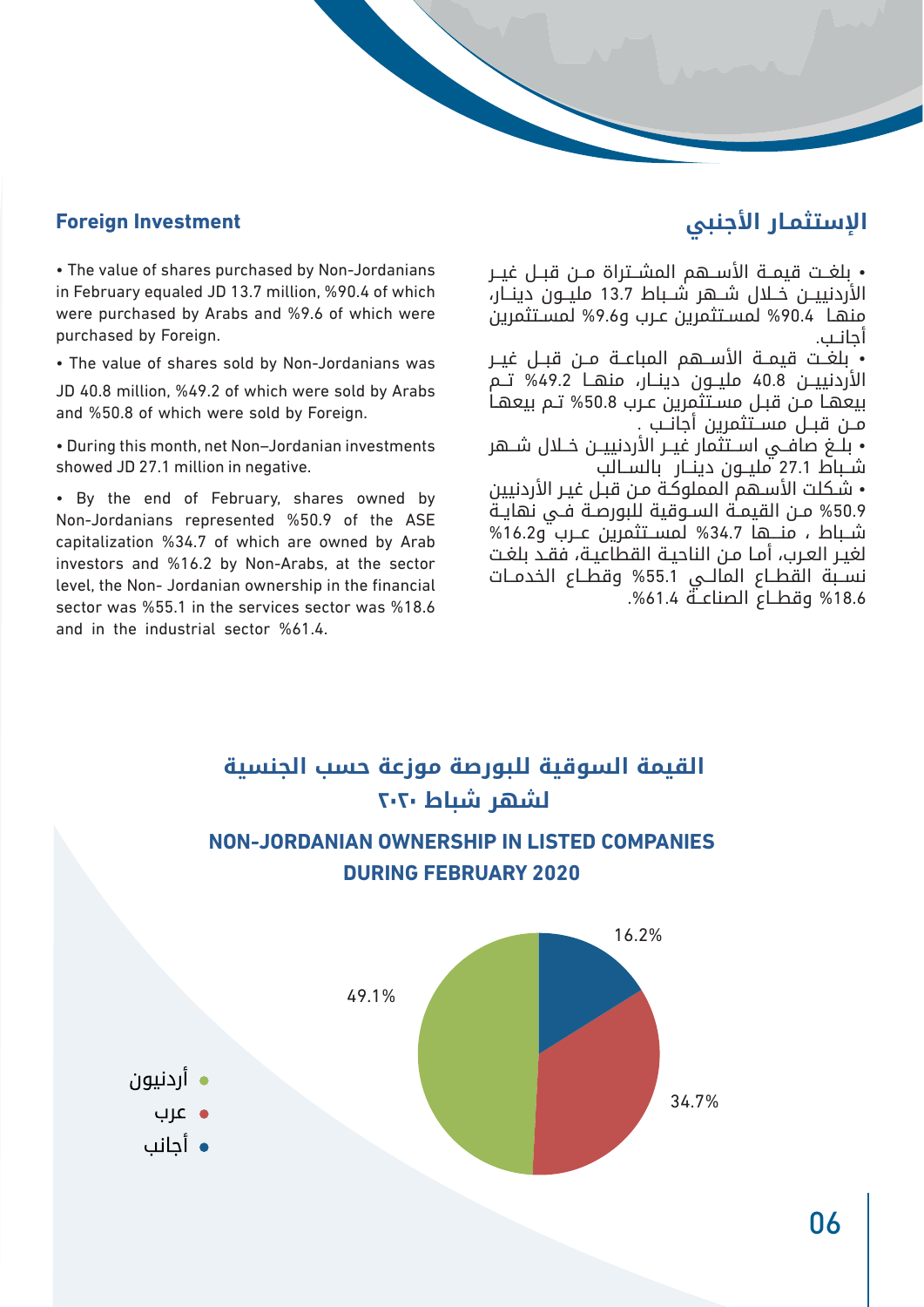## الإستثمار الأجنبي

• بلغـت قيمـة الأسـهم المشـتراة مـن قبـل غيـر الأردنييـن خـلال شـهر شـباط 13.7 مليـون دينـار، منهـا 90.4% لمسـتثمرين عـرب و9.6% لمسـتثمرين أجانـب.

• بلغـت قيمـة الأسـهم المباعـة مـن قبـل غيـر الأردنييـن 40.8 مليـون دينـار، منهـا 49.2% تـم بيعهـا مـن قبـل مسـتثمرين عـرب و50.8% تـم بيعهـا مـن قبـل مسـتثمرين أجانـب .

• بلـغ صافـي اسـتثمار غيـر الأردنييـن خـلال شـهر شـباط 27.1 مليـون دينـار بالسـالب

• شكلت الأسـهم المملوكـة من قبل غير الأردنيين 50.9% مـن القيمـة السـوقية للبورصـة فـي نهايـة شـباط ، منـها 34.7% لمسـتثمرين عـرب و16.2% لغيـر العـرب، أمـا مـن الناحيـة القطاعيـة، فقـد بلغـت نسـبة القطـاع المالـي 55.1% وقطـاع الخدمـات 18.6% وقطـاع الصناعـة 61.4%.

## Foreign Investment

• The value of shares purchased by Non-Jordanians in February equaled JD 13.7 million, %90.4 of which were purchased by Arabs and %9.6 of which were purchased by Foreign.

• The value of shares sold by Non-Jordanians was JD 40.8 million, %49.2 of which were sold by Arabs and %50.8 of which were sold by Foreign.

• During this month, net Non–Jordanian investments showed JD 27.1 million in negative.

• By the end of February, shares owned by Non-Jordanians represented %50.9 of the ASE capitalization %34.7 of which are owned by Arab investors and %16.2 by Non-Arabs, at the sector level, the Non- Jordanian ownership in the financial sector was %55.1 in the services sector was %18.6 and in the industrial sector %61.4.

### القيمة السوقية للبورصة موزعة حسب الجنسية لشهر شباط ٢٠٢٠

### NON-JORDANIAN OWNERSHIP IN LISTED COMPANIES DURING FEBRUARY 2020

| الفئة | النسبة |
|---|---|
| أردنيون | 49.1% |
| عرب | 34.7% |
| أجانب | 16.2% |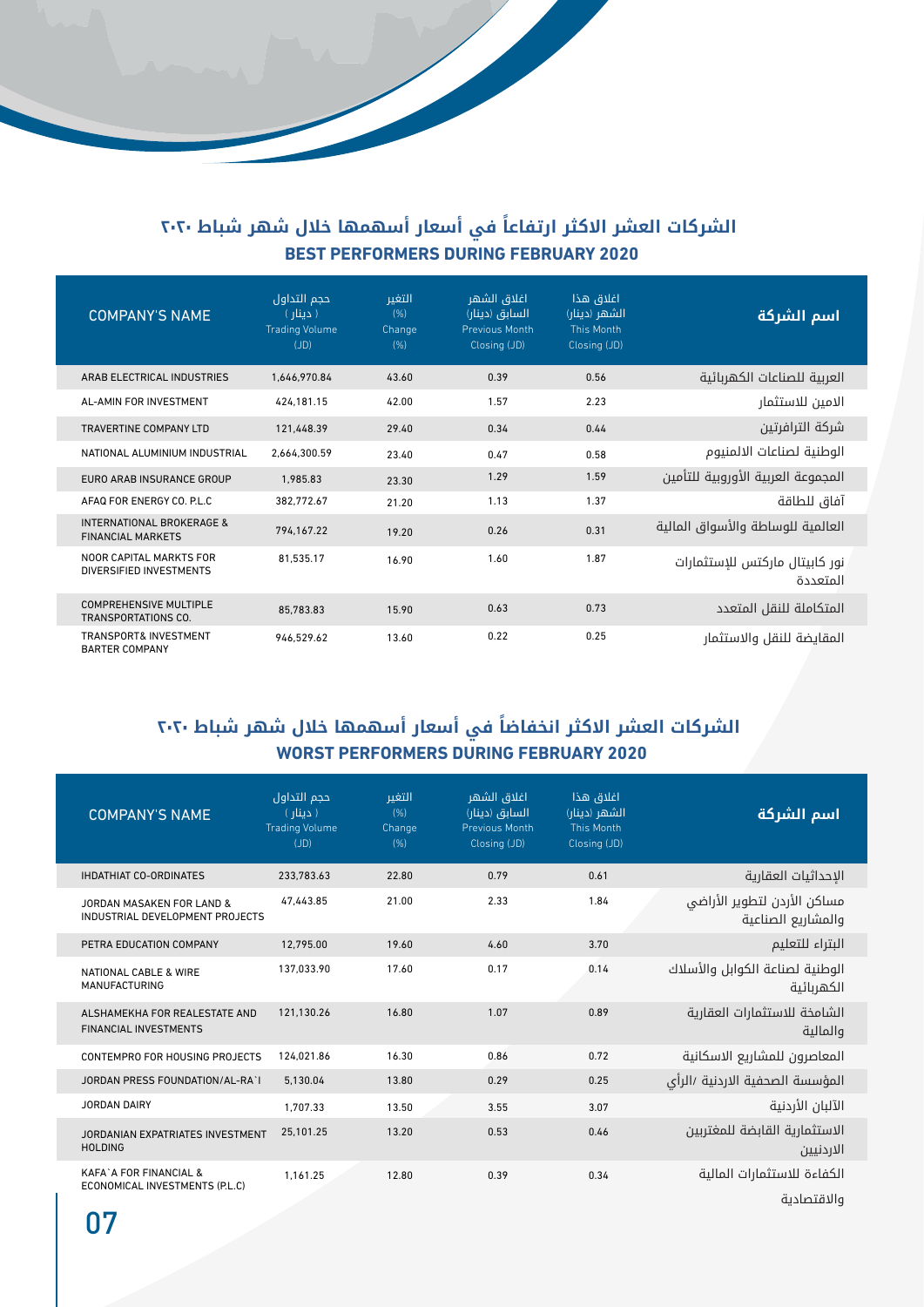## الشركات العشر الاكثر ارتفاعاً في أسعار أسهمها خلال شهر شباط ٢٠٢٠
## BEST PERFORMERS DURING FEBRUARY 2020

| COMPANY'S NAME | حجم التداول ( دينار ) Trading Volume (JD) | التغير (%) Change (%) | اغلاق الشهر السابق (دينار) Previous Month Closing (JD) | اغلاق هذا الشهر (دينار) This Month Closing (JD) | اسم الشركة |
|---|---|---|---|---|---|
| ARAB ELECTRICAL INDUSTRIES | 1,646,970.84 | 43.60 | 0.39 | 0.56 | العربية للصناعات الكهربائية |
| AL-AMIN FOR INVESTMENT | 424,181.15 | 42.00 | 1.57 | 2.23 | الامين للاستثمار |
| TRAVERTINE COMPANY LTD | 121,448.39 | 29.40 | 0.34 | 0.44 | شركة الترافرتين |
| NATIONAL ALUMINIUM INDUSTRIAL | 2,664,300.59 | 23.40 | 0.47 | 0.58 | الوطنية لصناعات الالمنيوم |
| EURO ARAB INSURANCE GROUP | 1,985.83 | 23.30 | 1.29 | 1.59 | المجموعة العربية الأوروبية للتأمين |
| AFAQ FOR ENERGY CO. P.L.C | 382,772.67 | 21.20 | 1.13 | 1.37 | آفاق للطاقة |
| INTERNATIONAL BROKERAGE & FINANCIAL MARKETS | 794,167.22 | 19.20 | 0.26 | 0.31 | العالمية للوساطة والأسواق المالية |
| NOOR CAPITAL MARKTS FOR DIVERSIFIED INVESTMENTS | 81,535.17 | 16.90 | 1.60 | 1.87 | نور كابيتال ماركتس للإستثمارات المتعددة |
| COMPREHENSIVE MULTIPLE TRANSPORTATIONS CO. | 85,783.83 | 15.90 | 0.63 | 0.73 | المتكاملة للنقل المتعدد |
| TRANSPORT& INVESTMENT BARTER COMPANY | 946,529.62 | 13.60 | 0.22 | 0.25 | المقايضة للنقل والاستثمار |

## الشركات العشر الاكثر انخفاضاً في أسعار أسهمها خلال شهر شباط ٢٠٢٠
## WORST PERFORMERS DURING FEBRUARY 2020

| COMPANY'S NAME | حجم التداول ( دينار ) Trading Volume (JD) | التغير (%) Change (%) | اغلاق الشهر السابق (دينار) Previous Month Closing (JD) | اغلاق هذا الشهر (دينار) This Month Closing (JD) | اسم الشركة |
|---|---|---|---|---|---|
| IHDATHIAT CO-ORDINATES | 233,783.63 | 22.80 | 0.79 | 0.61 | الإحداثيات العقارية |
| JORDAN MASAKEN FOR LAND & INDUSTRIAL DEVELOPMENT PROJECTS | 47,443.85 | 21.00 | 2.33 | 1.84 | مساكن الأردن لتطوير الأراضي والمشاريع الصناعية |
| PETRA EDUCATION COMPANY | 12,795.00 | 19.60 | 4.60 | 3.70 | البتراء للتعليم |
| NATIONAL CABLE & WIRE MANUFACTURING | 137,033.90 | 17.60 | 0.17 | 0.14 | الوطنية لصناعة الكوابل والأسلاك الكهربائية |
| ALSHAMEKHA FOR REALESTATE AND FINANCIAL INVESTMENTS | 121,130.26 | 16.80 | 1.07 | 0.89 | الشامخة للاستثمارات العقارية والمالية |
| CONTEMPRO FOR HOUSING PROJECTS | 124,021.86 | 16.30 | 0.86 | 0.72 | المعاصرون للمشاريع الاسكانية |
| JORDAN PRESS FOUNDATION/AL-RA`I | 5,130.04 | 13.80 | 0.29 | 0.25 | المؤسسة الصحفية الاردنية /الرأي |
| JORDAN DAIRY | 1,707.33 | 13.50 | 3.55 | 3.07 | الآلبان الأردنية |
| JORDANIAN EXPATRIATES INVESTMENT HOLDING | 25,101.25 | 13.20 | 0.53 | 0.46 | الاستثمارية القابضة للمغتربين الاردنيين |
| KAFA`A FOR FINANCIAL & ECONOMICAL INVESTMENTS (P.L.C) | 1,161.25 | 12.80 | 0.39 | 0.34 | الكفاءة للاستثمارات المالية والاقتصادية |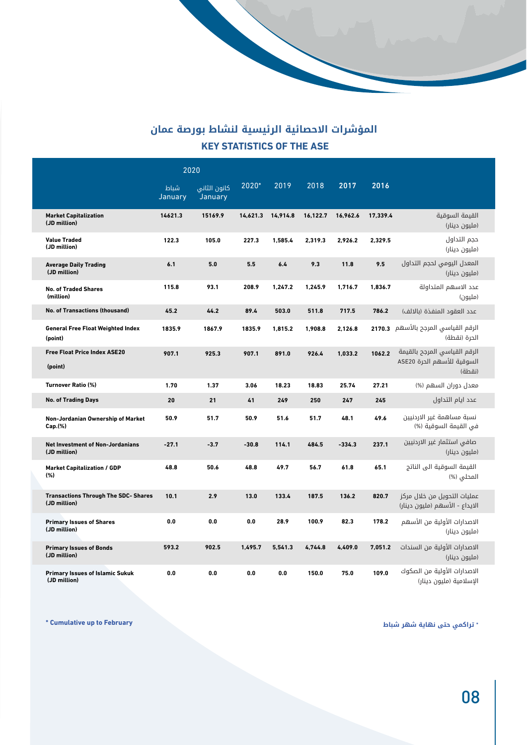## المؤشرات الاحصائية الرئيسية لنشاط بورصة عمان

## KEY STATISTICS OF THE ASE

| | 2020 | | | | | | | |
|---|---|---|---|---|---|---|---|---|
| | شباط January | كانون الثاني January | 2020* | 2019 | 2018 | 2017 | 2016 | |
| **Market Capitalization (JD million)** | 14621.3 | 15169.9 | 14,621.3 | 14,914.8 | 16,122.7 | 16,962.6 | 17,339.4 | القيمة السوقية (مليون دينار) |
| **Value Traded (JD million)** | 122.3 | 105.0 | 227.3 | 1,585.4 | 2,319.3 | 2,926.2 | 2,329.5 | حجم التداول (مليون دينار) |
| **Average Daily Trading (JD million)** | 6.1 | 5.0 | 5.5 | 6.4 | 9.3 | 11.8 | 9.5 | المعدل اليومي لحجم التداول (مليون دينار) |
| **No. of Traded Shares (million)** | 115.8 | 93.1 | 208.9 | 1,247.2 | 1,245.9 | 1,716.7 | 1,836.7 | عدد الاسهم المتداولة (مليون) |
| **No. of Transactions (thousand)** | 45.2 | 44.2 | 89.4 | 503.0 | 511.8 | 717.5 | 786.2 | عدد العقود المنفذة (بالالف) |
| **General Free Float Weighted Index (point)** | 1835.9 | 1867.9 | 1835.9 | 1,815.2 | 1,908.8 | 2,126.8 | 2170.3 | الرقم القياسي المرجح بالأسهم الحرة (نقطة) |
| **Free Float Price Index ASE20 (point)** | 907.1 | 925.3 | 907.1 | 891.0 | 926.4 | 1,033.2 | 1062.2 | الرقم القياسي المرجح بالقيمة السوقية للأسهم الحرة ASE20 (نقطة) |
| **Turnover Ratio (%)** | 1.70 | 1.37 | 3.06 | 18.23 | 18.83 | 25.74 | 27.21 | معدل دوران السهم (%) |
| **No. of Trading Days** | 20 | 21 | 41 | 249 | 250 | 247 | 245 | عدد ايام التداول |
| **Non-Jordanian Ownership of Market Cap.(%)** | 50.9 | 51.7 | 50.9 | 51.6 | 51.7 | 48.1 | 49.6 | نسبة مساهمة غير الاردنيين في القيمة السوقية (%) |
| **Net Investment of Non-Jordanians (JD million)** | -27.1 | -3.7 | -30.8 | 114.1 | 484.5 | -334.3 | 237.1 | صافي استثمار غير الاردنيين (مليون دينار) |
| **Market Capitalization / GDP (%)** | 48.8 | 50.6 | 48.8 | 49.7 | 56.7 | 61.8 | 65.1 | القيمة السوقية الى الناتج المحلي (%) |
| **Transactions Through The SDC- Shares (JD million)** | 10.1 | 2.9 | 13.0 | 133.4 | 187.5 | 136.2 | 820.7 | عمليات التحويل من خلال مركز الايداع - الأسهم (مليون دينار) |
| **Primary Issues of Shares (JD million)** | 0.0 | 0.0 | 0.0 | 28.9 | 100.9 | 82.3 | 178.2 | الاصدارات الأولية من الأسهم (مليون دينار) |
| **Primary Issues of Bonds (JD million)** | 593.2 | 902.5 | 1,495.7 | 5,541.3 | 4,744.8 | 4,409.0 | 7,051.2 | الاصدارات الأولية من السندات (مليون دينار) |
| **Primary Issues of Islamic Sukuk (JD million)** | 0.0 | 0.0 | 0.0 | 0.0 | 150.0 | 75.0 | 109.0 | الاصدارات الأولية من الصكوك الإسلامية (مليون دينار) |

**\* Cumulative up to February**

**\* تراكمي حتى نهاية شهر شباط**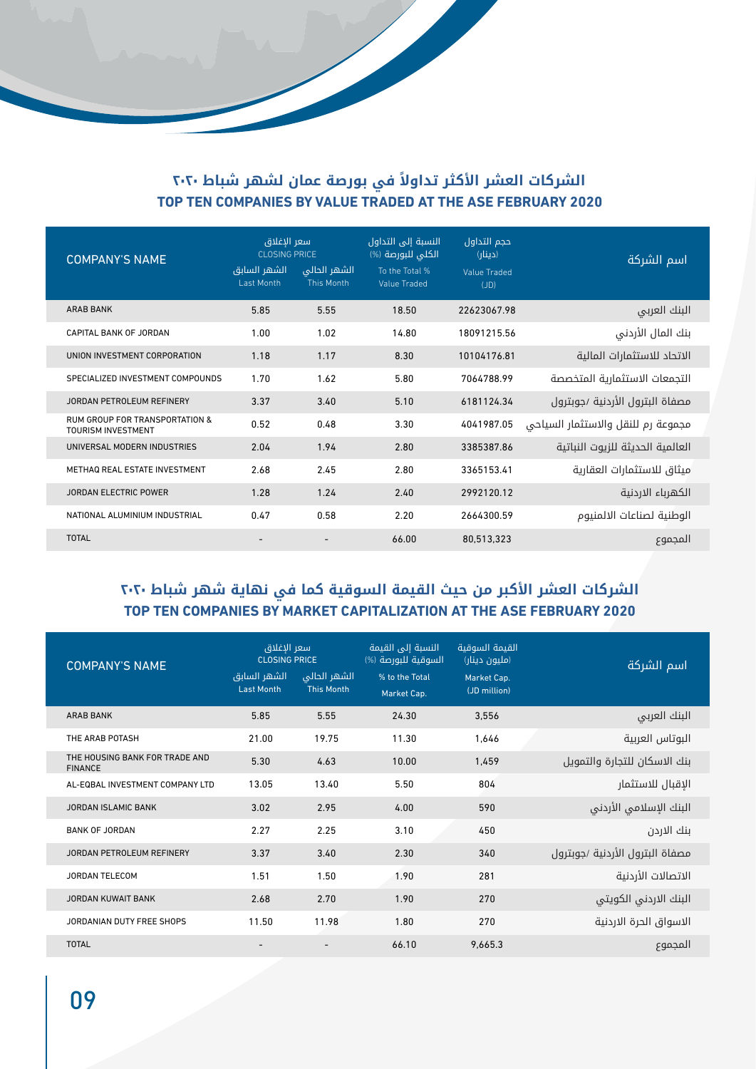## الشركات العشر الأكثر تداولاً في بورصة عمان لشهر شباط ٢٠٢٠
## TOP TEN COMPANIES BY VALUE TRADED AT THE ASE FEBRUARY 2020

| COMPANY'S NAME | سعر الإغلاق CLOSING PRICE | | النسبة إلى التداول الكلي للبورصة (%) To the Total % Value Traded | حجم التداول (دينار) Value Traded (JD) | اسم الشركة |
|---|---|---|---|---|---|
| | الشهر السابق Last Month | الشهر الحالي This Month | | | |
| ARAB BANK | 5.85 | 5.55 | 18.50 | 22623067.98 | البنك العربي |
| CAPITAL BANK OF JORDAN | 1.00 | 1.02 | 14.80 | 18091215.56 | بنك المال الأردني |
| UNION INVESTMENT CORPORATION | 1.18 | 1.17 | 8.30 | 10104176.81 | الاتحاد للاستثمارات المالية |
| SPECIALIZED INVESTMENT COMPOUNDS | 1.70 | 1.62 | 5.80 | 7064788.99 | التجمعات الاستثمارية المتخصصة |
| JORDAN PETROLEUM REFINERY | 3.37 | 3.40 | 5.10 | 6181124.34 | مصفاة البترول الأردنية /جوبترول |
| RUM GROUP FOR TRANSPORTATION & TOURISM INVESTMENT | 0.52 | 0.48 | 3.30 | 4041987.05 | مجموعة رم للنقل والاستثمار السياحي |
| UNIVERSAL MODERN INDUSTRIES | 2.04 | 1.94 | 2.80 | 3385387.86 | العالمية الحديثة للزيوت النباتية |
| METHAQ REAL ESTATE INVESTMENT | 2.68 | 2.45 | 2.80 | 3365153.41 | ميثاق للاستثمارات العقارية |
| JORDAN ELECTRIC POWER | 1.28 | 1.24 | 2.40 | 2992120.12 | الكهرباء الاردنية |
| NATIONAL ALUMINIUM INDUSTRIAL | 0.47 | 0.58 | 2.20 | 2664300.59 | الوطنية لصناعات الالمنيوم |
| TOTAL | - | - | 66.00 | 80,513,323 | المجموع |

## الشركات العشر الأكبر من حيث القيمة السوقية كما في نهاية شهر شباط ٢٠٢٠
## TOP TEN COMPANIES BY MARKET CAPITALIZATION AT THE ASE FEBRUARY 2020

| COMPANY'S NAME | سعر الإغلاق CLOSING PRICE | | النسبة إلى القيمة السوقية للبورصة (%) % to the Total Market Cap. | القيمة السوقية (مليون دينار) Market Cap. (JD million) | اسم الشركة |
|---|---|---|---|---|---|
| | الشهر السابق Last Month | الشهر الحالي This Month | | | |
| ARAB BANK | 5.85 | 5.55 | 24.30 | 3,556 | البنك العربي |
| THE ARAB POTASH | 21.00 | 19.75 | 11.30 | 1,646 | البوتاس العربية |
| THE HOUSING BANK FOR TRADE AND FINANCE | 5.30 | 4.63 | 10.00 | 1,459 | بنك الاسكان للتجارة والتمويل |
| AL-EQBAL INVESTMENT COMPANY LTD | 13.05 | 13.40 | 5.50 | 804 | الإقبال للاستثمار |
| JORDAN ISLAMIC BANK | 3.02 | 2.95 | 4.00 | 590 | البنك الإسلامي الأردني |
| BANK OF JORDAN | 2.27 | 2.25 | 3.10 | 450 | بنك الاردن |
| JORDAN PETROLEUM REFINERY | 3.37 | 3.40 | 2.30 | 340 | مصفاة البترول الأردنية /جوبترول |
| JORDAN TELECOM | 1.51 | 1.50 | 1.90 | 281 | الاتصالات الأردنية |
| JORDAN KUWAIT BANK | 2.68 | 2.70 | 1.90 | 270 | البنك الاردني الكويتي |
| JORDANIAN DUTY FREE SHOPS | 11.50 | 11.98 | 1.80 | 270 | الاسواق الحرة الاردنية |
| TOTAL | - | - | 66.10 | 9,665.3 | المجموع |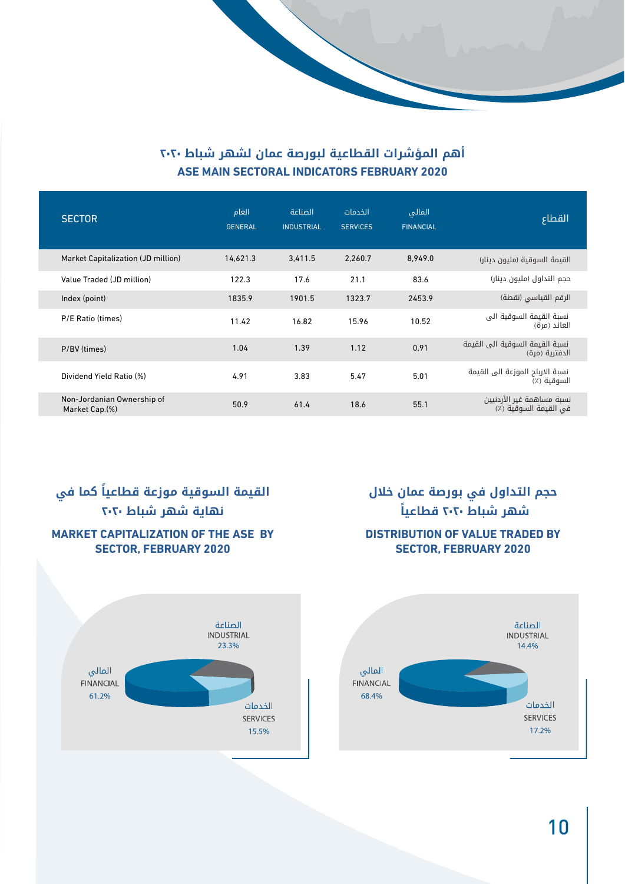## أهم المؤشرات القطاعية لبورصة عمان لشهر شباط ٢٠٢٠
## ASE MAIN SECTORAL INDICATORS FEBRUARY 2020

| SECTOR | العام GENERAL | الصناعة INDUSTRIAL | الخدمات SERVICES | المالي FINANCIAL | القطاع |
|---|---|---|---|---|---|
| Market Capitalization (JD million) | 14,621.3 | 3,411.5 | 2,260.7 | 8,949.0 | القيمة السوقية (مليون دينار) |
| Value Traded (JD million) | 122.3 | 17.6 | 21.1 | 83.6 | حجم التداول (مليون دينار) |
| Index (point) | 1835.9 | 1901.5 | 1323.7 | 2453.9 | الرقم القياسي (نقطة) |
| P/E Ratio (times) | 11.42 | 16.82 | 15.96 | 10.52 | نسبة القيمة السوقية الى العائد (مرة) |
| P/BV (times) | 1.04 | 1.39 | 1.12 | 0.91 | نسبة القيمة السوقية الى القيمة الدفترية (مرة) |
| Dividend Yield Ratio (%) | 4.91 | 3.83 | 5.47 | 5.01 | نسبة الارباح الموزعة الى القيمة السوقية (٪) |
| Non-Jordanian Ownership of Market Cap.(%) | 50.9 | 61.4 | 18.6 | 55.1 | نسبة مساهمة غير الأردنيين في القيمة السوقية (٪) |

### القيمة السوقية موزعة قطاعياً كما في نهاية شهر شباط ٢٠٢٠
### MARKET CAPITALIZATION OF THE ASE BY SECTOR, FEBRUARY 2020

| القطاع | Sector | % |
|---|---|---|
| الصناعة | INDUSTRIAL | 23.3% |
| الخدمات | SERVICES | 15.5% |
| المالي | FINANCIAL | 61.2% |

### حجم التداول في بورصة عمان خلال شهر شباط ٢٠٢٠ قطاعياً
### DISTRIBUTION OF VALUE TRADED BY SECTOR, FEBRUARY 2020

| القطاع | Sector | % |
|---|---|---|
| الصناعة | INDUSTRIAL | 14.4% |
| الخدمات | SERVICES | 17.2% |
| المالي | FINANCIAL | 68.4% |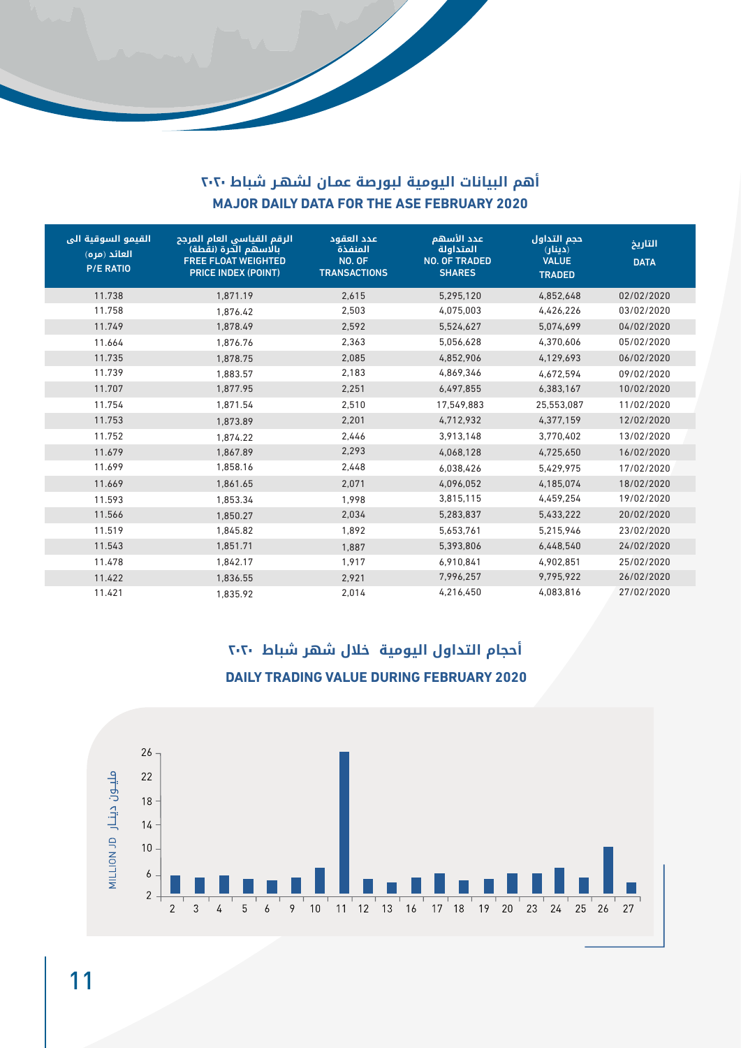## أهم البيانات اليومية لبورصة عمان لشهر شباط ٢٠٢٠
## MAJOR DAILY DATA FOR THE ASE FEBRUARY 2020

| القيمو السوقية الى العائد (مره) P/E RATIO | الرقم القياسي العام المرجح بالاسهم الحرة (نقطة) FREE FLOAT WEIGHTED PRICE INDEX (POINT) | عدد العقود المنفذة NO. OF TRANSACTIONS | عدد الأسهم المتداولة NO. OF TRADED SHARES | حجم التداول (دينار) VALUE TRADED | التاريخ DATA |
|---|---|---|---|---|---|
| 11.738 | 1,871.19 | 2,615 | 5,295,120 | 4,852,648 | 02/02/2020 |
| 11.758 | 1,876.42 | 2,503 | 4,075,003 | 4,426,226 | 03/02/2020 |
| 11.749 | 1,878.49 | 2,592 | 5,524,627 | 5,074,699 | 04/02/2020 |
| 11.664 | 1,876.76 | 2,363 | 5,056,628 | 4,370,606 | 05/02/2020 |
| 11.735 | 1,878.75 | 2,085 | 4,852,906 | 4,129,693 | 06/02/2020 |
| 11.739 | 1,883.57 | 2,183 | 4,869,346 | 4,672,594 | 09/02/2020 |
| 11.707 | 1,877.95 | 2,251 | 6,497,855 | 6,383,167 | 10/02/2020 |
| 11.754 | 1,871.54 | 2,510 | 17,549,883 | 25,553,087 | 11/02/2020 |
| 11.753 | 1,873.89 | 2,201 | 4,712,932 | 4,377,159 | 12/02/2020 |
| 11.752 | 1,874.22 | 2,446 | 3,913,148 | 3,770,402 | 13/02/2020 |
| 11.679 | 1,867.89 | 2,293 | 4,068,128 | 4,725,650 | 16/02/2020 |
| 11.699 | 1,858.16 | 2,448 | 6,038,426 | 5,429,975 | 17/02/2020 |
| 11.669 | 1,861.65 | 2,071 | 4,096,052 | 4,185,074 | 18/02/2020 |
| 11.593 | 1,853.34 | 1,998 | 3,815,115 | 4,459,254 | 19/02/2020 |
| 11.566 | 1,850.27 | 2,034 | 5,283,837 | 5,433,222 | 20/02/2020 |
| 11.519 | 1,845.82 | 1,892 | 5,653,761 | 5,215,946 | 23/02/2020 |
| 11.543 | 1,851.71 | 1,887 | 5,393,806 | 6,448,540 | 24/02/2020 |
| 11.478 | 1,842.17 | 1,917 | 6,910,841 | 4,902,851 | 25/02/2020 |
| 11.422 | 1,836.55 | 2,921 | 7,996,257 | 9,795,922 | 26/02/2020 |
| 11.421 | 1,835.92 | 2,014 | 4,216,450 | 4,083,816 | 27/02/2020 |

## أحجام التداول اليومية خلال شهر شباط ٢٠٢٠
## DAILY TRADING VALUE DURING FEBRUARY 2020

مليـون دينـار MILLION JD

26, 22, 18, 14, 10, 6, 2

2 3 4 5 6 9 10 11 12 13 16 17 18 19 20 23 24 25 26 27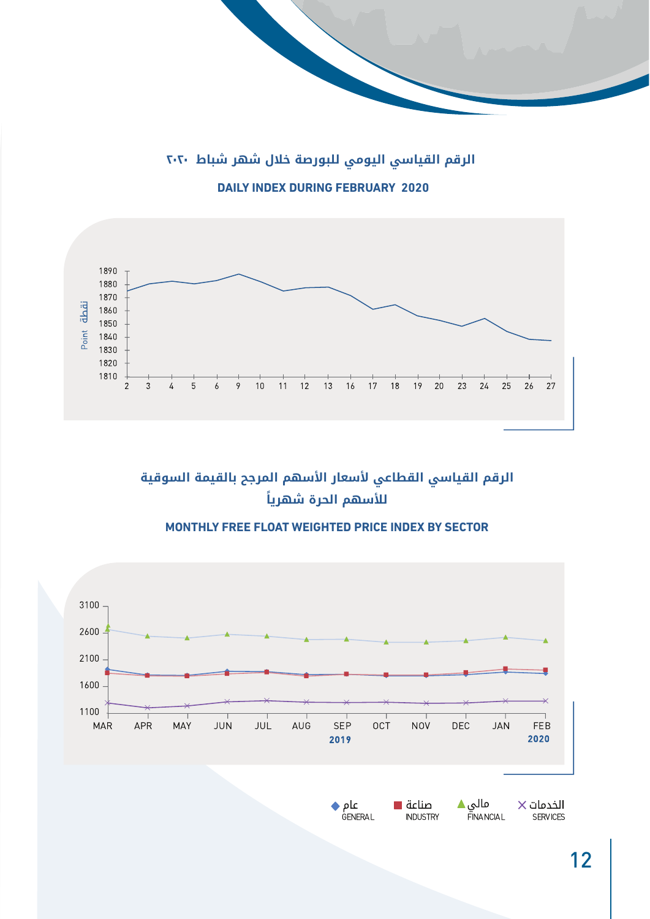## الرقم القياسي اليومي للبورصة خلال شهر شباط ٢٠٢٠

**DAILY INDEX DURING FEBRUARY 2020**

Point نقطة

1890
1880
1870
1860
1850
1840
1830
1820
1810

2 3 4 5 6 9 10 11 12 13 16 17 18 19 20 23 24 25 26 27

## الرقم القياسي القطاعي لأسعار الأسهم المرجح بالقيمة السوقية للأسهم الحرة شهرياً

**MONTHLY FREE FLOAT WEIGHTED PRICE INDEX BY SECTOR**

3100
2600
2100
1600
1100

MAR APR MAY JUN JUL AUG SEP OCT NOV DEC JAN FEB

2019 2020

عام GENERAL | صناعة INDUSTRY | مالي FINANCIAL | الخدمات SERVICES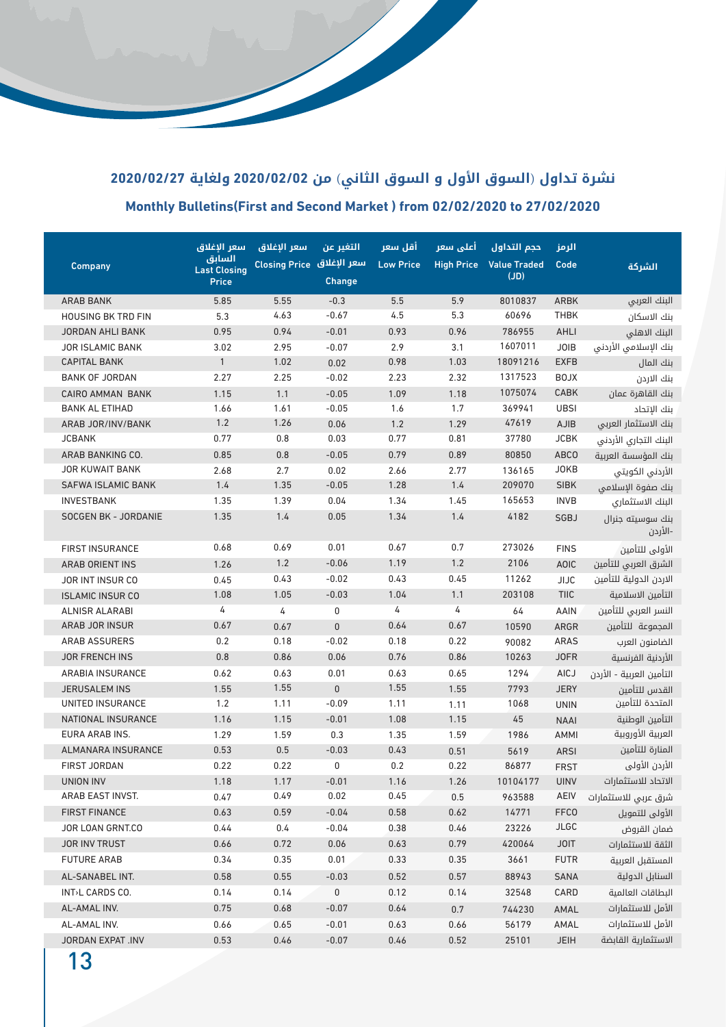## نشرة تداول (السوق الأول و السوق الثاني) من 2020/02/02 ولغاية 2020/02/27

## Monthly Bulletins(First and Second Market ) from 02/02/2020 to 27/02/2020

| Company | سعر الإغلاق السابق Last Closing Price | سعر الإغلاق Closing Price | التغير عن سعر الإغلاق Change | أقل سعر Low Price | أعلى سعر High Price | حجم التداول Value Traded (JD) | الرمز Code | الشركة |
|---|---|---|---|---|---|---|---|---|
| ARAB BANK | 5.85 | 5.55 | -0.3 | 5.5 | 5.9 | 8010837 | ARBK | البنك العربي |
| HOUSING BK TRD FIN | 5.3 | 4.63 | -0.67 | 4.5 | 5.3 | 60696 | THBK | بنك الاسكان |
| JORDAN AHLI BANK | 0.95 | 0.94 | -0.01 | 0.93 | 0.96 | 786955 | AHLI | البنك الاهلي |
| JOR ISLAMIC BANK | 3.02 | 2.95 | -0.07 | 2.9 | 3.1 | 1607011 | JOIB | بنك الإسلامي الأردني |
| CAPITAL BANK | 1 | 1.02 | 0.02 | 0.98 | 1.03 | 18091216 | EXFB | بنك المال |
| BANK OF JORDAN | 2.27 | 2.25 | -0.02 | 2.23 | 2.32 | 1317523 | BOJX | بنك الاردن |
| CAIRO AMMAN BANK | 1.15 | 1.1 | -0.05 | 1.09 | 1.18 | 1075074 | CABK | بنك القاهرة عمان |
| BANK AL ETIHAD | 1.66 | 1.61 | -0.05 | 1.6 | 1.7 | 369941 | UBSI | بنك الإتحاد |
| ARAB JOR/INV/BANK | 1.2 | 1.26 | 0.06 | 1.2 | 1.29 | 47619 | AJIB | بنك الاستثمار العربي |
| JCBANK | 0.77 | 0.8 | 0.03 | 0.77 | 0.81 | 37780 | JCBK | البنك التجاري الأردني |
| ARAB BANKING CO. | 0.85 | 0.8 | -0.05 | 0.79 | 0.89 | 80850 | ABCO | بنك المؤسسة العربية |
| JOR KUWAIT BANK | 2.68 | 2.7 | 0.02 | 2.66 | 2.77 | 136165 | JOKB | الأردني الكويتي |
| SAFWA ISLAMIC BANK | 1.4 | 1.35 | -0.05 | 1.28 | 1.4 | 209070 | SIBK | بنك صفوة الإسلامي |
| INVESTBANK | 1.35 | 1.39 | 0.04 | 1.34 | 1.45 | 165653 | INVB | البنك الاستثماري |
| SOCGEN BK - JORDANIE | 1.35 | 1.4 | 0.05 | 1.34 | 1.4 | 4182 | SGBJ | بنك سوسيته جنرال -الأردن |
| FIRST INSURANCE | 0.68 | 0.69 | 0.01 | 0.67 | 0.7 | 273026 | FINS | الأولى للتأمين |
| ARAB ORIENT INS | 1.26 | 1.2 | -0.06 | 1.19 | 1.2 | 2106 | AOIC | الشرق العربي للتأمين |
| JOR INT INSUR CO | 0.45 | 0.43 | -0.02 | 0.43 | 0.45 | 11262 | JIJC | الاردن الدولية للتأمين |
| ISLAMIC INSUR CO | 1.08 | 1.05 | -0.03 | 1.04 | 1.1 | 203108 | TIIC | التأمين الاسلامية |
| ALNISR ALARABI | 4 | 4 | 0 | 4 | 4 | 64 | AAIN | النسر العربي للتأمين |
| ARAB JOR INSUR | 0.67 | 0.67 | 0 | 0.64 | 0.67 | 10590 | ARGR | المجموعة للتأمين |
| ARAB ASSURERS | 0.2 | 0.18 | -0.02 | 0.18 | 0.22 | 90082 | ARAS | الضامنون العرب |
| JOR FRENCH INS | 0.8 | 0.86 | 0.06 | 0.76 | 0.86 | 10263 | JOFR | الأردنية الفرنسية |
| ARABIA INSURANCE | 0.62 | 0.63 | 0.01 | 0.63 | 0.65 | 1294 | AICJ | التأمين العربية - الأردن |
| JERUSALEM INS | 1.55 | 1.55 | 0 | 1.55 | 1.55 | 7793 | JERY | القدس للتأمين |
| UNITED INSURANCE | 1.2 | 1.11 | -0.09 | 1.11 | 1.11 | 1068 | UNIN | المتحدة للتأمين |
| NATIONAL INSURANCE | 1.16 | 1.15 | -0.01 | 1.08 | 1.15 | 45 | NAAI | التأمين الوطنية |
| EURA ARAB INS. | 1.29 | 1.59 | 0.3 | 1.35 | 1.59 | 1986 | AMMI | العربية الأوروبية |
| ALMANARA INSURANCE | 0.53 | 0.5 | -0.03 | 0.43 | 0.51 | 5619 | ARSI | المنارة للتأمين |
| FIRST JORDAN | 0.22 | 0.22 | 0 | 0.2 | 0.22 | 86877 | FRST | الأردن الأولى |
| UNION INV | 1.18 | 1.17 | -0.01 | 1.16 | 1.26 | 10104177 | UINV | الاتحاد للاستثمارات |
| ARAB EAST INVST. | 0.47 | 0.49 | 0.02 | 0.45 | 0.5 | 963588 | AEIV | شرق عربي للاستثمارات |
| FIRST FINANCE | 0.63 | 0.59 | -0.04 | 0.58 | 0.62 | 14771 | FFCO | الأولى للتمويل |
| JOR LOAN GRNT.CO | 0.44 | 0.4 | -0.04 | 0.38 | 0.46 | 23226 | JLGC | ضمان القروض |
| JOR INV TRUST | 0.66 | 0.72 | 0.06 | 0.63 | 0.79 | 420064 | JOIT | الثقة للاستثمارات |
| FUTURE ARAB | 0.34 | 0.35 | 0.01 | 0.33 | 0.35 | 3661 | FUTR | المستقبل العربية |
| AL-SANABEL INT. | 0.58 | 0.55 | -0.03 | 0.52 | 0.57 | 88943 | SANA | السنابل الدولية |
| INT›L CARDS CO. | 0.14 | 0.14 | 0 | 0.12 | 0.14 | 32548 | CARD | البطاقات العالمية |
| AL-AMAL INV. | 0.75 | 0.68 | -0.07 | 0.64 | 0.7 | 744230 | AMAL | الأمل للاستثمارات |
| AL-AMAL INV. | 0.66 | 0.65 | -0.01 | 0.63 | 0.66 | 56179 | AMAL | الأمل للاستثمارات |
| JORDAN EXPAT .INV | 0.53 | 0.46 | -0.07 | 0.46 | 0.52 | 25101 | JEIH | الاستثمارية القابضة |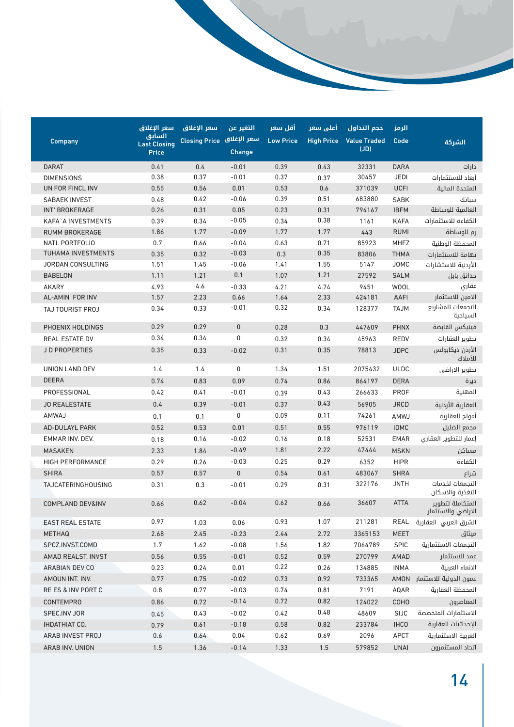| Company | سعر الإغلاق السابق Last Closing Price | سعر الإغلاق Closing Price | التغير عن سعر الإغلاق Change | أقل سعر Low Price | أعلى سعر High Price | حجم التداول Value Traded (JD) | الرمز Code | الشركة |
|---|---|---|---|---|---|---|---|---|
| DARAT | 0.41 | 0.4 | -0.01 | 0.39 | 0.43 | 32331 | DARA | دارات |
| DIMENSIONS | 0.38 | 0.37 | -0.01 | 0.37 | 0.37 | 30457 | JEDI | أبعاد للاستثمارات |
| UN FOR FINCL INV | 0.55 | 0.56 | 0.01 | 0.53 | 0.6 | 371039 | UCFI | المتحدة المالية |
| SABAEK INVEST | 0.48 | 0.42 | -0.06 | 0.39 | 0.51 | 683880 | SABK | سبائك |
| INT' BROKERAGE | 0.26 | 0.31 | 0.05 | 0.23 | 0.31 | 794167 | IBFM | العالمية للوساطة |
| KAFA`A INVESTMENTS | 0.39 | 0.34 | -0.05 | 0.34 | 0.38 | 1161 | KAFA | الكفاءة للاستثمارات |
| RUMM BROKERAGE | 1.86 | 1.77 | -0.09 | 1.77 | 1.77 | 443 | RUMI | رم للوساطة |
| NATL PORTFOLIO | 0.7 | 0.66 | -0.04 | 0.63 | 0.71 | 85923 | MHFZ | المحفظة الوطنية |
| TUHAMA INVESTMENTS | 0.35 | 0.32 | -0.03 | 0.3 | 0.35 | 83806 | THMA | تهامة للاستثمارات |
| JORDAN CONSULTING | 1.51 | 1.45 | -0.06 | 1.41 | 1.55 | 5147 | JOMC | الأردنية للاستشارات |
| BABELON | 1.11 | 1.21 | 0.1 | 1.07 | 1.21 | 27592 | SALM | حدائق بابل |
| AKARY | 4.93 | 4.6 | -0.33 | 4.21 | 4.74 | 9451 | WOOL | عقاري |
| AL-AMIN FOR INV | 1.57 | 2.23 | 0.66 | 1.64 | 2.33 | 424181 | AAFI | الامين للاستثمار |
| TAJ TOURIST PROJ | 0.34 | 0.33 | -0.01 | 0.32 | 0.34 | 128377 | TAJM | التجمعات للمشاريع السياحية |
| PHOENIX HOLDINGS | 0.29 | 0.29 | 0 | 0.28 | 0.3 | 447609 | PHNX | فينيكس القابضة |
| REAL ESTATE DV | 0.34 | 0.34 | 0 | 0.32 | 0.34 | 45963 | REDV | تطوير العقارات |
| J D PROPERTIES | 0.35 | 0.33 | -0.02 | 0.31 | 0.35 | 78813 | JDPC | الأردن ديكابولس للأملاك |
| UNION LAND DEV | 1.4 | 1.4 | 0 | 1.34 | 1.51 | 2075432 | ULDC | تطوير الاراضي |
| DEERA | 0.74 | 0.83 | 0.09 | 0.74 | 0.86 | 864197 | DERA | ديرة |
| PROFESSIONAL | 0.42 | 0.41 | -0.01 | 0.39 | 0.43 | 266633 | PROF | المهنية |
| JO REALESTATE | 0.4 | 0.39 | -0.01 | 0.37 | 0.43 | 56905 | JRCD | العقارية الأردنية |
| AMWAJ | 0.1 | 0.1 | 0 | 0.09 | 0.11 | 74261 | AMWJ | أمواج العقارية |
| AD-DULAYL PARK | 0.52 | 0.53 | 0.01 | 0.51 | 0.55 | 976119 | IDMC | مجمع الضليل |
| EMMAR INV. DEV. | 0.18 | 0.16 | -0.02 | 0.16 | 0.18 | 52531 | EMAR | إعمار للتطوير العقاري |
| MASAKEN | 2.33 | 1.84 | -0.49 | 1.81 | 2.22 | 47444 | MSKN | مساكن |
| HIGH PERFORMANCE | 0.29 | 0.26 | -0.03 | 0.25 | 0.29 | 6352 | HIPR | الكفاءة |
| SHIRA | 0.57 | 0.57 | 0 | 0.54 | 0.61 | 483067 | SHRA | شراع |
| TAJCATERINGHOUSING | 0.31 | 0.3 | -0.01 | 0.29 | 0.31 | 322176 | JNTH | التجمعات لخدمات التغذية والاسكان |
| COMPLAND DEV&INV | 0.66 | 0.62 | -0.04 | 0.62 | 0.66 | 36607 | ATTA | المتكاملة لتطوير الاراضي والاستثمار |
| EAST REAL ESTATE | 0.97 | 1.03 | 0.06 | 0.93 | 1.07 | 211281 | REAL | الشرق العربي العقارية |
| METHAQ | 2.68 | 2.45 | -0.23 | 2.44 | 2.72 | 3365153 | MEET | ميثاق |
| SPCZ.INVST.COMD | 1.7 | 1.62 | -0.08 | 1.56 | 1.82 | 7064789 | SPIC | التجمعات الاستثمارية |
| AMAD REALST. INVST | 0.56 | 0.55 | -0.01 | 0.52 | 0.59 | 270799 | AMAD | عمد للاستثمار |
| ARABIAN DEV CO | 0.23 | 0.24 | 0.01 | 0.22 | 0.26 | 134885 | INMA | الانماء العربية |
| AMOUN INT. INV. | 0.77 | 0.75 | -0.02 | 0.73 | 0.92 | 733365 | AMON | عمون الدولية للاستثمار |
| RE ES & INV PORT C | 0.8 | 0.77 | -0.03 | 0.74 | 0.81 | 7191 | AQAR | المحفظة العقارية |
| CONTEMPRO | 0.86 | 0.72 | -0.14 | 0.72 | 0.82 | 124022 | COHO | المعاصرون |
| SPEC.INV JOR | 0.45 | 0.43 | -0.02 | 0.42 | 0.48 | 48609 | SIJC | الاستثمارات المتخصصة |
| IHDATHIAT CO. | 0.79 | 0.61 | -0.18 | 0.58 | 0.82 | 233784 | IHCO | الإحداثيات العقارية |
| ARAB INVEST PROJ | 0.6 | 0.64 | 0.04 | 0.62 | 0.69 | 2096 | APCT | العربية الاستثمارية |
| ARAB INV. UNION | 1.5 | 1.36 | -0.14 | 1.33 | 1.5 | 579852 | UNAI | اتحاد المستثمرون |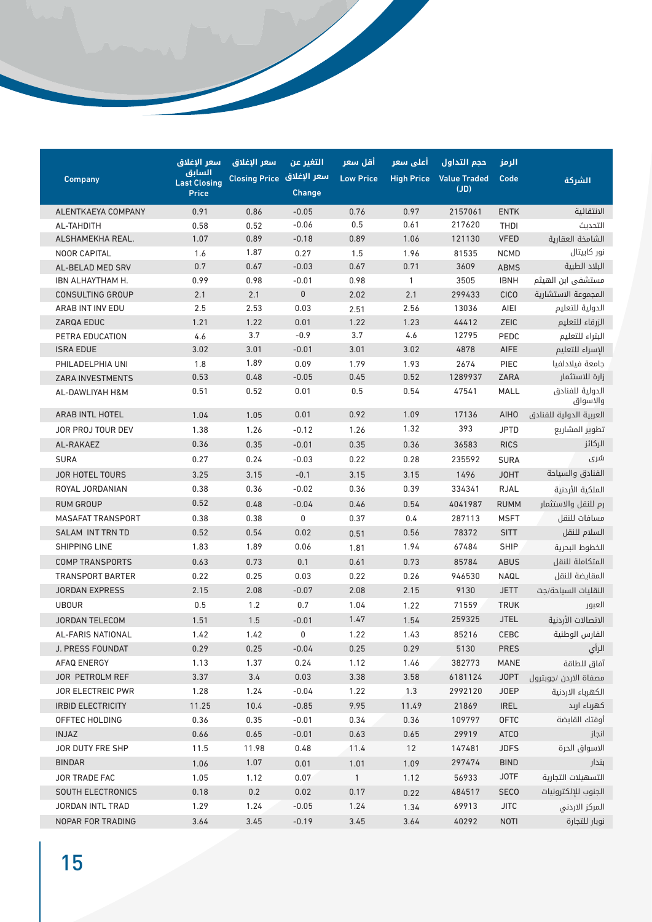| Company | سعر الإغلاق السابق Last Closing Price | سعر الإغلاق Closing Price | التغير عن سعر الإغلاق Change | أقل سعر Low Price | أعلى سعر High Price | حجم التداول Value Traded (JD) | الرمز Code | الشركة |
|---|---|---|---|---|---|---|---|---|
| ALENTKAEYA COMPANY | 0.91 | 0.86 | -0.05 | 0.76 | 0.97 | 2157061 | ENTK | الانتقائية |
| AL-TAHDITH | 0.58 | 0.52 | -0.06 | 0.5 | 0.61 | 217620 | THDI | التحديث |
| ALSHAMEKHA REAL. | 1.07 | 0.89 | -0.18 | 0.89 | 1.06 | 121130 | VFED | الشامخة العقارية |
| NOOR CAPITAL | 1.6 | 1.87 | 0.27 | 1.5 | 1.96 | 81535 | NCMD | نور كابيتال |
| AL-BELAD MED SRV | 0.7 | 0.67 | -0.03 | 0.67 | 0.71 | 3609 | ABMS | البلاد الطبية |
| IBN ALHAYTHAM H. | 0.99 | 0.98 | -0.01 | 0.98 | 1 | 3505 | IBNH | مستشفى ابن الهيثم |
| CONSULTING GROUP | 2.1 | 2.1 | 0 | 2.02 | 2.1 | 299433 | CICO | المجموعة الاستشارية |
| ARAB INT INV EDU | 2.5 | 2.53 | 0.03 | 2.51 | 2.56 | 13036 | AIEI | الدولية للتعليم |
| ZARQA EDUC | 1.21 | 1.22 | 0.01 | 1.22 | 1.23 | 44412 | ZEIC | الزرقاء للتعليم |
| PETRA EDUCATION | 4.6 | 3.7 | -0.9 | 3.7 | 4.6 | 12795 | PEDC | البتراء للتعليم |
| ISRA EDUE | 3.02 | 3.01 | -0.01 | 3.01 | 3.02 | 4878 | AIFE | الإسراء للتعليم |
| PHILADELPHIA UNI | 1.8 | 1.89 | 0.09 | 1.79 | 1.93 | 2674 | PIEC | جامعة فيلادلفيا |
| ZARA INVESTMENTS | 0.53 | 0.48 | -0.05 | 0.45 | 0.52 | 1289937 | ZARA | زارة للاستثمار |
| AL-DAWLIYAH H&M | 0.51 | 0.52 | 0.01 | 0.5 | 0.54 | 47541 | MALL | الدولية للفنادق والاسواق |
| ARAB INTL HOTEL | 1.04 | 1.05 | 0.01 | 0.92 | 1.09 | 17136 | AIHO | العربية الدولية للفنادق |
| JOR PROJ TOUR DEV | 1.38 | 1.26 | -0.12 | 1.26 | 1.32 | 393 | JPTD | تطوير المشاريع |
| AL-RAKAEZ | 0.36 | 0.35 | -0.01 | 0.35 | 0.36 | 36583 | RICS | الركائز |
| SURA | 0.27 | 0.24 | -0.03 | 0.22 | 0.28 | 235592 | SURA | شرى |
| JOR HOTEL TOURS | 3.25 | 3.15 | -0.1 | 3.15 | 3.15 | 1496 | JOHT | الفنادق والسياحة |
| ROYAL JORDANIAN | 0.38 | 0.36 | -0.02 | 0.36 | 0.39 | 334341 | RJAL | الملكية الأردنية |
| RUM GROUP | 0.52 | 0.48 | -0.04 | 0.46 | 0.54 | 4041987 | RUMM | رم للنقل والاستثمار |
| MASAFAT TRANSPORT | 0.38 | 0.38 | 0 | 0.37 | 0.4 | 287113 | MSFT | مسافات للنقل |
| SALAM INT TRN TD | 0.52 | 0.54 | 0.02 | 0.51 | 0.56 | 78372 | SITT | السلام للنقل |
| SHIPPING LINE | 1.83 | 1.89 | 0.06 | 1.81 | 1.94 | 67484 | SHIP | الخطوط البحرية |
| COMP TRANSPORTS | 0.63 | 0.73 | 0.1 | 0.61 | 0.73 | 85784 | ABUS | المتكاملة للنقل |
| TRANSPORT BARTER | 0.22 | 0.25 | 0.03 | 0.22 | 0.26 | 946530 | NAQL | المقايضة للنقل |
| JORDAN EXPRESS | 2.15 | 2.08 | -0.07 | 2.08 | 2.15 | 9130 | JETT | النقليات السياحة/جت |
| UBOUR | 0.5 | 1.2 | 0.7 | 1.04 | 1.22 | 71559 | TRUK | العبور |
| JORDAN TELECOM | 1.51 | 1.5 | -0.01 | 1.47 | 1.54 | 259325 | JTEL | الاتصالات الأردنية |
| AL-FARIS NATIONAL | 1.42 | 1.42 | 0 | 1.22 | 1.43 | 85216 | CEBC | الفارس الوطنية |
| J. PRESS FOUNDAT | 0.29 | 0.25 | -0.04 | 0.25 | 0.29 | 5130 | PRES | الرأي |
| AFAQ ENERGY | 1.13 | 1.37 | 0.24 | 1.12 | 1.46 | 382773 | MANE | آفاق للطاقة |
| JOR PETROLM REF | 3.37 | 3.4 | 0.03 | 3.38 | 3.58 | 6181124 | JOPT | مصفاة الاردن /جوبترول |
| JOR ELECTREIC PWR | 1.28 | 1.24 | -0.04 | 1.22 | 1.3 | 2992120 | JOEP | الكهرباء الاردنية |
| IRBID ELECTRICITY | 11.25 | 10.4 | -0.85 | 9.95 | 11.49 | 21869 | IREL | كهرباء اربد |
| OFFTEC HOLDING | 0.36 | 0.35 | -0.01 | 0.34 | 0.36 | 109797 | OFTC | أوفتك القابضة |
| INJAZ | 0.66 | 0.65 | -0.01 | 0.63 | 0.65 | 29919 | ATCO | انجاز |
| JOR DUTY FRE SHP | 11.5 | 11.98 | 0.48 | 11.4 | 12 | 147481 | JDFS | الاسواق الحرة |
| BINDAR | 1.06 | 1.07 | 0.01 | 1.01 | 1.09 | 297474 | BIND | بندار |
| JOR TRADE FAC | 1.05 | 1.12 | 0.07 | 1 | 1.12 | 56933 | JOTF | التسهيلات التجارية |
| SOUTH ELECTRONICS | 0.18 | 0.2 | 0.02 | 0.17 | 0.22 | 484517 | SECO | الجنوب للإلكترونيات |
| JORDAN INTL TRAD | 1.29 | 1.24 | -0.05 | 1.24 | 1.34 | 69913 | JITC | المركز الاردني |
| NOPAR FOR TRADING | 3.64 | 3.45 | -0.19 | 3.45 | 3.64 | 40292 | NOTI | نوبار للتجارة |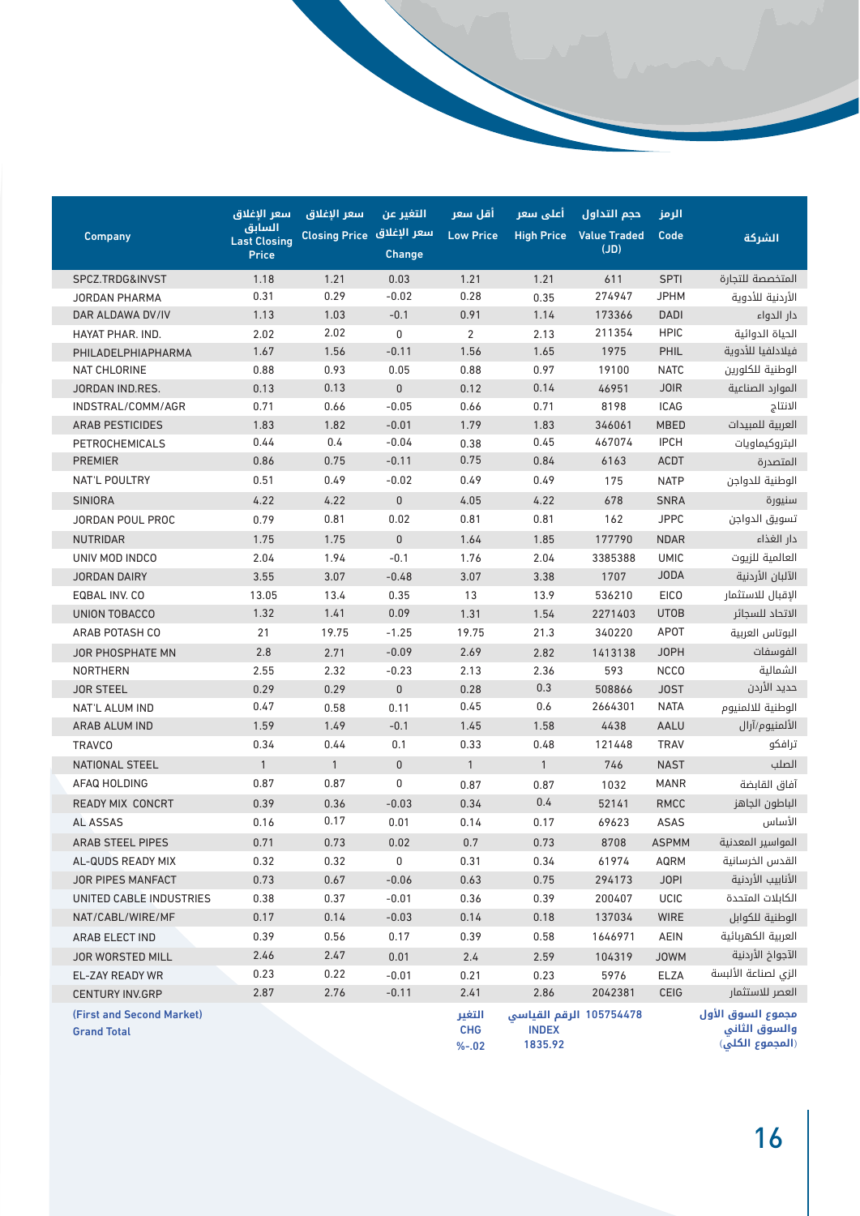| Company | سعر الإغلاق السابق Last Closing Price | سعر الإغلاق Closing Price | التغير عن سعر الإغلاق Change | أقل سعر Low Price | أعلى سعر High Price | حجم التداول Value Traded (JD) | الرمز Code | الشركة |
|---|---|---|---|---|---|---|---|---|
| SPCZ.TRDG&INVST | 1.18 | 1.21 | 0.03 | 1.21 | 1.21 | 611 | SPTI | المتخصصة للتجارة |
| JORDAN PHARMA | 0.31 | 0.29 | -0.02 | 0.28 | 0.35 | 274947 | JPHM | الأردنية للأدوية |
| DAR ALDAWA DV/IV | 1.13 | 1.03 | -0.1 | 0.91 | 1.14 | 173366 | DADI | دار الدواء |
| HAYAT PHAR. IND. | 2.02 | 2.02 | 0 | 2 | 2.13 | 211354 | HPIC | الحياة الدوائية |
| PHILADELPHIAPHARMA | 1.67 | 1.56 | -0.11 | 1.56 | 1.65 | 1975 | PHIL | فيلادلفيا للأدوية |
| NAT CHLORINE | 0.88 | 0.93 | 0.05 | 0.88 | 0.97 | 19100 | NATC | الوطنية للكلورين |
| JORDAN IND.RES. | 0.13 | 0.13 | 0 | 0.12 | 0.14 | 46951 | JOIR | الموارد الصناعية |
| INDSTRAL/COMM/AGR | 0.71 | 0.66 | -0.05 | 0.66 | 0.71 | 8198 | ICAG | الانتاج |
| ARAB PESTICIDES | 1.83 | 1.82 | -0.01 | 1.79 | 1.83 | 346061 | MBED | العربية للمبيدات |
| PETROCHEMICALS | 0.44 | 0.4 | -0.04 | 0.38 | 0.45 | 467074 | IPCH | البتروكيماويات |
| PREMIER | 0.86 | 0.75 | -0.11 | 0.75 | 0.84 | 6163 | ACDT | المتصدرة |
| NAT'L POULTRY | 0.51 | 0.49 | -0.02 | 0.49 | 0.49 | 175 | NATP | الوطنية للدواجن |
| SINIORA | 4.22 | 4.22 | 0 | 4.05 | 4.22 | 678 | SNRA | سنيورة |
| JORDAN POUL PROC | 0.79 | 0.81 | 0.02 | 0.81 | 0.81 | 162 | JPPC | تسويق الدواجن |
| NUTRIDAR | 1.75 | 1.75 | 0 | 1.64 | 1.85 | 177790 | NDAR | دار الغذاء |
| UNIV MOD INDCO | 2.04 | 1.94 | -0.1 | 1.76 | 2.04 | 3385388 | UMIC | العالمية للزيوت |
| JORDAN DAIRY | 3.55 | 3.07 | -0.48 | 3.07 | 3.38 | 1707 | JODA | الألبان الأردنية |
| EQBAL INV. CO | 13.05 | 13.4 | 0.35 | 13 | 13.9 | 536210 | EICO | الإقبال للاستثمار |
| UNION TOBACCO | 1.32 | 1.41 | 0.09 | 1.31 | 1.54 | 2271403 | UTOB | الاتحاد للسجائر |
| ARAB POTASH CO | 21 | 19.75 | -1.25 | 19.75 | 21.3 | 340220 | APOT | البوتاس العربية |
| JOR PHOSPHATE MN | 2.8 | 2.71 | -0.09 | 2.69 | 2.82 | 1413138 | JOPH | الفوسفات |
| NORTHERN | 2.55 | 2.32 | -0.23 | 2.13 | 2.36 | 593 | NCCO | الشمالية |
| JOR STEEL | 0.29 | 0.29 | 0 | 0.28 | 0.3 | 508866 | JOST | حديد الأردن |
| NAT'L ALUM IND | 0.47 | 0.58 | 0.11 | 0.45 | 0.6 | 2664301 | NATA | الوطنية للالمنيوم |
| ARAB ALUM IND | 1.59 | 1.49 | -0.1 | 1.45 | 1.58 | 4438 | AALU | الألمنيوم/آرال |
| TRAVCO | 0.34 | 0.44 | 0.1 | 0.33 | 0.48 | 121448 | TRAV | ترافكو |
| NATIONAL STEEL | 1 | 1 | 0 | 1 | 1 | 746 | NAST | الصلب |
| AFAQ HOLDING | 0.87 | 0.87 | 0 | 0.87 | 0.87 | 1032 | MANR | آفاق القابضة |
| READY MIX CONCRT | 0.39 | 0.36 | -0.03 | 0.34 | 0.4 | 52141 | RMCC | الباطون الجاهز |
| AL ASSAS | 0.16 | 0.17 | 0.01 | 0.14 | 0.17 | 69623 | ASAS | الأساس |
| ARAB STEEL PIPES | 0.71 | 0.73 | 0.02 | 0.7 | 0.73 | 8708 | ASPMM | المواسير المعدنية |
| AL-QUDS READY MIX | 0.32 | 0.32 | 0 | 0.31 | 0.34 | 61974 | AQRM | القدس الخرسانية |
| JOR PIPES MANFACT | 0.73 | 0.67 | -0.06 | 0.63 | 0.75 | 294173 | JOPI | الأنابيب الأردنية |
| UNITED CABLE INDUSTRIES | 0.38 | 0.37 | -0.01 | 0.36 | 0.39 | 200407 | UCIC | الكابلات المتحدة |
| NAT/CABL/WIRE/MF | 0.17 | 0.14 | -0.03 | 0.14 | 0.18 | 137034 | WIRE | الوطنية للكوابل |
| ARAB ELECT IND | 0.39 | 0.56 | 0.17 | 0.39 | 0.58 | 1646971 | AEIN | العربية الكهربائية |
| JOR WORSTED MILL | 2.46 | 2.47 | 0.01 | 2.4 | 2.59 | 104319 | JOWM | الآجواخ الأردنية |
| EL-ZAY READY WR | 0.23 | 0.22 | -0.01 | 0.21 | 0.23 | 5976 | ELZA | الزي لصناعة الألبسة |
| CENTURY INV.GRP | 2.87 | 2.76 | -0.11 | 2.41 | 2.86 | 2042381 | CEIG | العصر للاستثمار |
| (First and Second Market) Grand Total | | | | التغير CHG %-.02 | الرقم القياسي INDEX 1835.92 | 105754478 | | مجموع السوق الأول والسوق الثاني (المجموع الكلي) |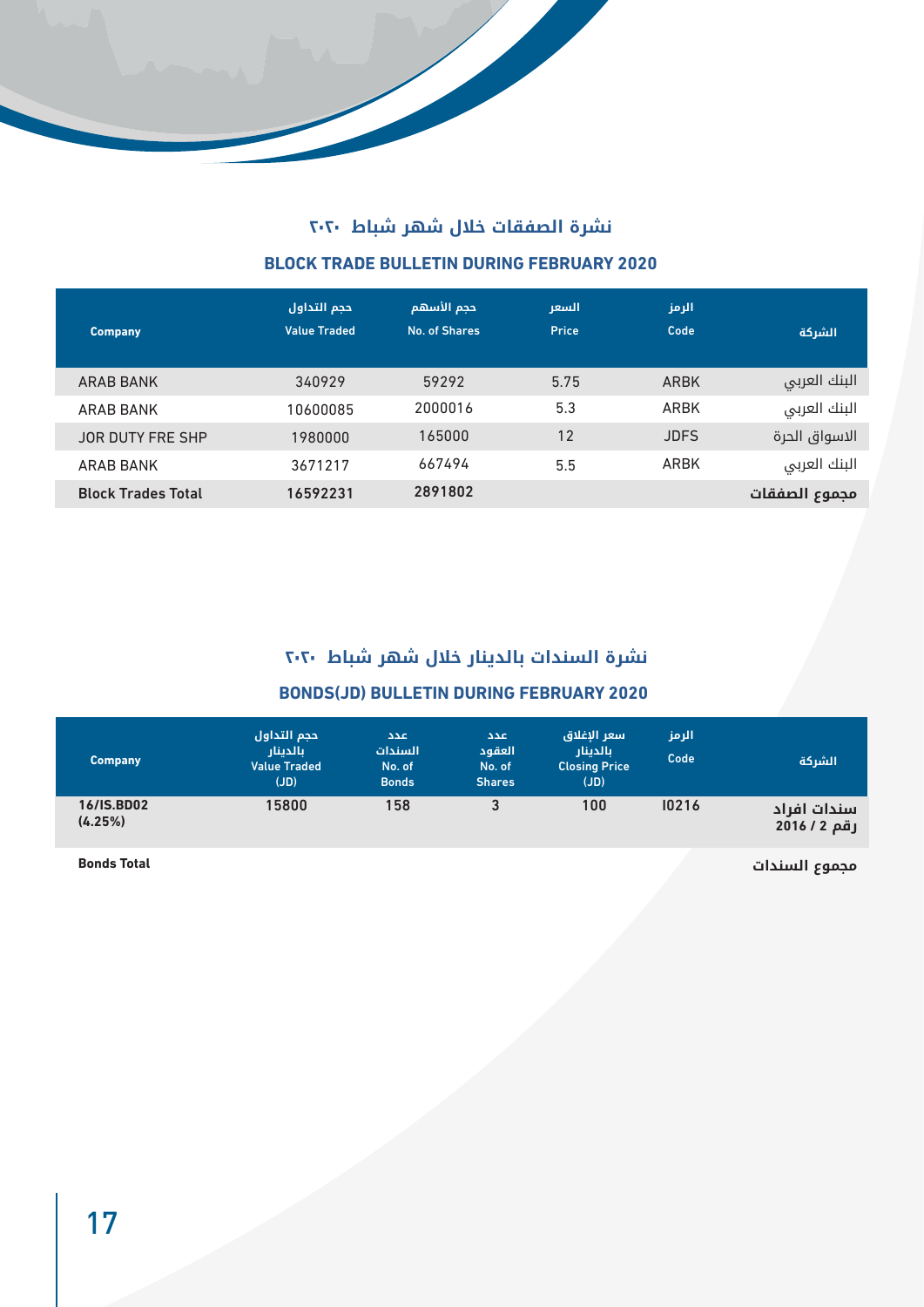## نشرة الصفقات خلال شهر شباط ٢٠٢٠

### BLOCK TRADE BULLETIN DURING FEBRUARY 2020

| Company | حجم التداول Value Traded | حجم الأسهم No. of Shares | السعر Price | الرمز Code | الشركة |
|---|---|---|---|---|---|
| ARAB BANK | 340929 | 59292 | 5.75 | ARBK | البنك العربي |
| ARAB BANK | 10600085 | 2000016 | 5.3 | ARBK | البنك العربي |
| JOR DUTY FRE SHP | 1980000 | 165000 | 12 | JDFS | الاسواق الحرة |
| ARAB BANK | 3671217 | 667494 | 5.5 | ARBK | البنك العربي |
| **Block Trades Total** | **16592231** | **2891802** | | | **مجموع الصفقات** |

## نشرة السندات بالدينار خلال شهر شباط ٢٠٢٠

### BONDS(JD) BULLETIN DURING FEBRUARY 2020

| Company | حجم التداول بالدينار Value Traded (JD) | عدد السندات No. of Bonds | عدد العقود No. of Shares | سعر الإغلاق بالدينار Closing Price (JD) | الرمز Code | الشركة |
|---|---|---|---|---|---|---|
| **16/IS.BD02 (4.25%)** | **15800** | **158** | **3** | **100** | **I0216** | **سندات افراد رقم 2 / 2016** |
| **Bonds Total** | | | | | | **مجموع السندات** |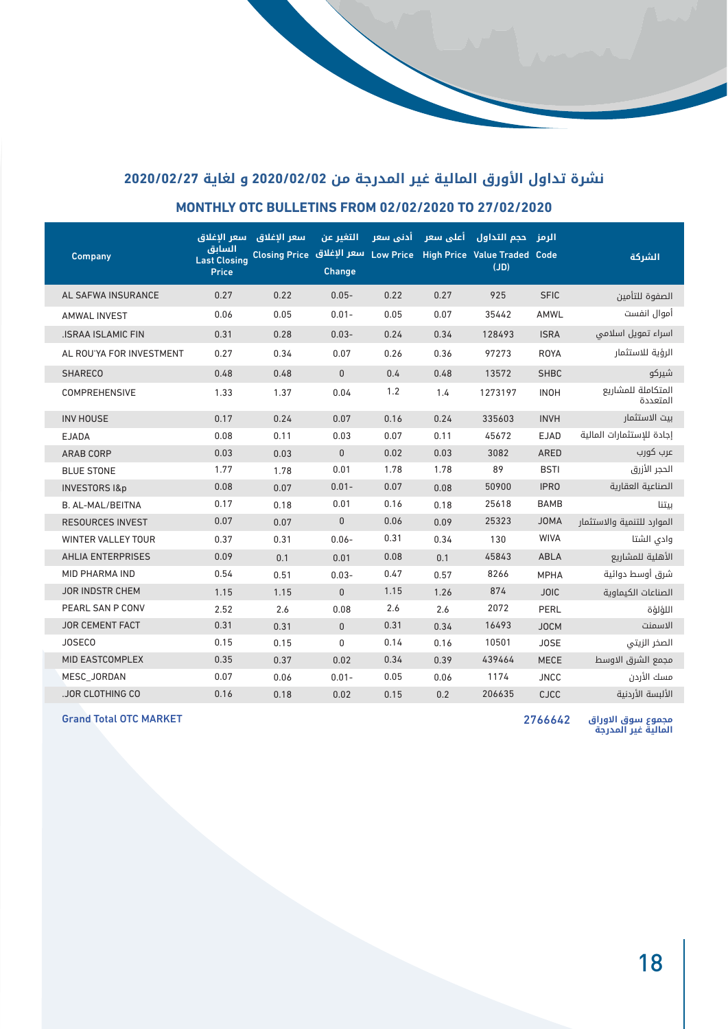## نشرة تداول الأورق المالية غير المدرجة من 2020/02/02 و لغاية 2020/02/27

## MONTHLY OTC BULLETINS FROM 02/02/2020 TO 27/02/2020

| Company | سعر الإغلاق السابق Last Closing Price | سعر الإغلاق Closing Price | التغير عن سعر الإغلاق Change | أدنى سعر Low Price | أعلى سعر High Price | حجم التداول Value Traded (JD) | الرمز Code | الشركة |
|---|---|---|---|---|---|---|---|---|
| AL SAFWA INSURANCE | 0.27 | 0.22 | 0.05- | 0.22 | 0.27 | 925 | SFIC | الصفوة للتأمين |
| AMWAL INVEST | 0.06 | 0.05 | 0.01- | 0.05 | 0.07 | 35442 | AMWL | أموال انفست |
| .ISRAA ISLAMIC FIN | 0.31 | 0.28 | 0.03- | 0.24 | 0.34 | 128493 | ISRA | اسراء تمويل اسلامي |
| AL ROU'YA FOR INVESTMENT | 0.27 | 0.34 | 0.07 | 0.26 | 0.36 | 97273 | ROYA | الرؤية للاستثمار |
| SHARECO | 0.48 | 0.48 | 0 | 0.4 | 0.48 | 13572 | SHBC | شيركو |
| COMPREHENSIVE | 1.33 | 1.37 | 0.04 | 1.2 | 1.4 | 1273197 | INOH | المتكاملة للمشاريع المتعددة |
| INV HOUSE | 0.17 | 0.24 | 0.07 | 0.16 | 0.24 | 335603 | INVH | بيت الاستثمار |
| EJADA | 0.08 | 0.11 | 0.03 | 0.07 | 0.11 | 45672 | EJAD | إجادة للإستثمارات المالية |
| ARAB CORP | 0.03 | 0.03 | 0 | 0.02 | 0.03 | 3082 | ARED | عرب كورب |
| BLUE STONE | 1.77 | 1.78 | 0.01 | 1.78 | 1.78 | 89 | BSTI | الحجر الأزرق |
| INVESTORS I&p | 0.08 | 0.07 | 0.01- | 0.07 | 0.08 | 50900 | IPRO | الصناعية العقارية |
| B. AL-MAL/BEITNA | 0.17 | 0.18 | 0.01 | 0.16 | 0.18 | 25618 | BAMB | بيتنا |
| RESOURCES INVEST | 0.07 | 0.07 | 0 | 0.06 | 0.09 | 25323 | JOMA | الموارد للتنمية والاستثمار |
| WINTER VALLEY TOUR | 0.37 | 0.31 | 0.06- | 0.31 | 0.34 | 130 | WIVA | وادي الشتا |
| AHLIA ENTERPRISES | 0.09 | 0.1 | 0.01 | 0.08 | 0.1 | 45843 | ABLA | الأهلية للمشاريع |
| MID PHARMA IND | 0.54 | 0.51 | 0.03- | 0.47 | 0.57 | 8266 | MPHA | شرق أوسط دوائية |
| JOR INDSTR CHEM | 1.15 | 1.15 | 0 | 1.15 | 1.26 | 874 | JOIC | الصناعات الكيماوية |
| PEARL SAN P CONV | 2.52 | 2.6 | 0.08 | 2.6 | 2.6 | 2072 | PERL | اللؤلؤة |
| JOR CEMENT FACT | 0.31 | 0.31 | 0 | 0.31 | 0.34 | 16493 | JOCM | الاسمنت |
| JOSECO | 0.15 | 0.15 | 0 | 0.14 | 0.16 | 10501 | JOSE | الصخر الزيتي |
| MID EASTCOMPLEX | 0.35 | 0.37 | 0.02 | 0.34 | 0.39 | 439464 | MECE | مجمع الشرق الاوسط |
| MESC_JORDAN | 0.07 | 0.06 | 0.01- | 0.05 | 0.06 | 1174 | JNCC | مسك الأردن |
| .JOR CLOTHING CO | 0.16 | 0.18 | 0.02 | 0.15 | 0.2 | 206635 | CJCC | الألبسة الأردنية |
| **Grand Total OTC MARKET** | | | | | | **2766642** | | **مجموع سوق الاوراق المالية غير المدرجة** |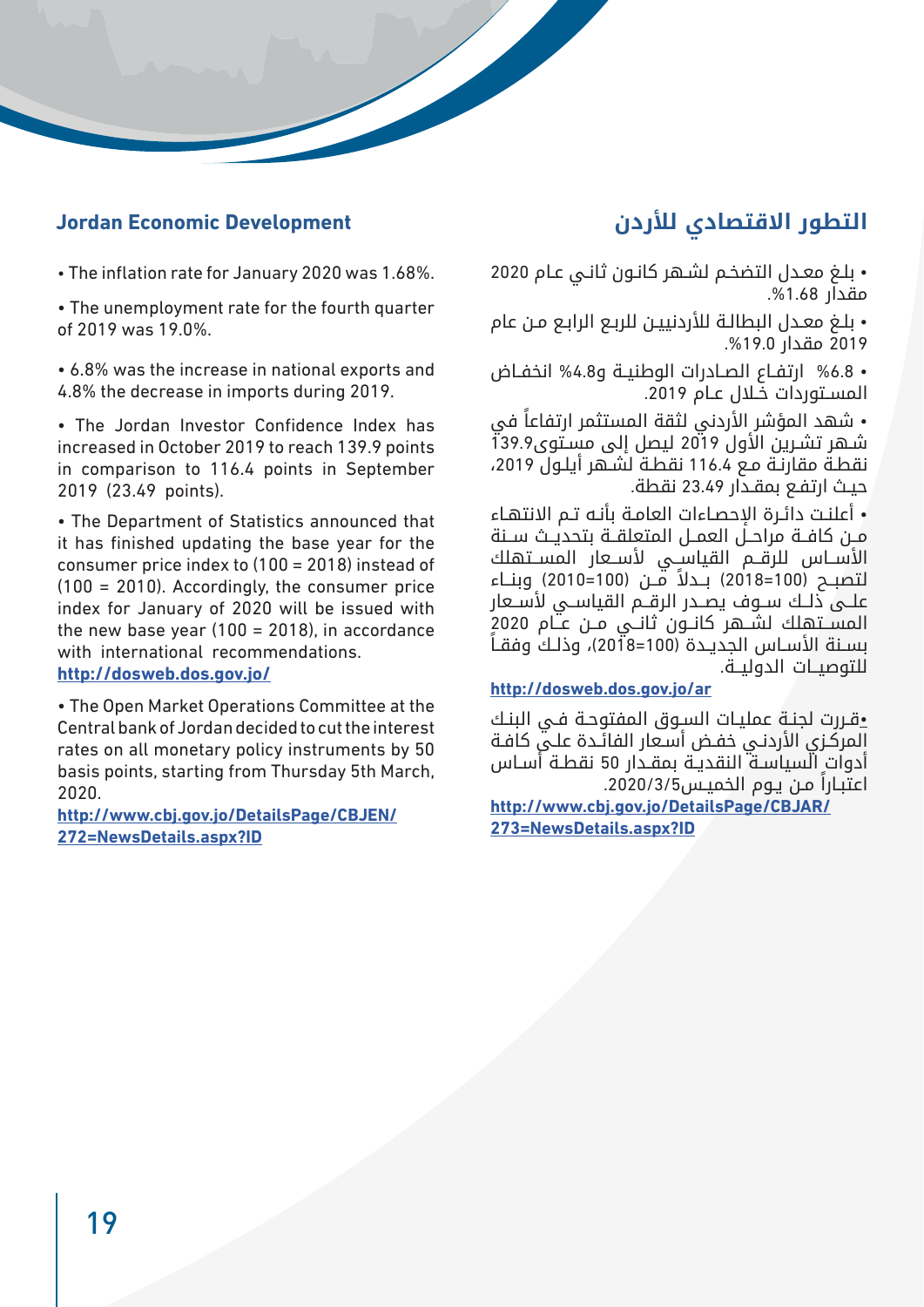## Jordan Economic Development

- The inflation rate for January 2020 was 1.68%.
- The unemployment rate for the fourth quarter of 2019 was 19.0%.
- 6.8% was the increase in national exports and 4.8% the decrease in imports during 2019.
- The Jordan Investor Confidence Index has increased in October 2019 to reach 139.9 points in comparison to 116.4 points in September 2019 (23.49 points).
- The Department of Statistics announced that it has finished updating the base year for the consumer price index to (100 = 2018) instead of (100 = 2010). Accordingly, the consumer price index for January of 2020 will be issued with the new base year (100 = 2018), in accordance with international recommendations.
  **http://dosweb.dos.gov.jo/**
- The Open Market Operations Committee at the Central bank of Jordan decided to cut the interest rates on all monetary policy instruments by 50 basis points, starting from Thursday 5th March, 2020.
  **http://www.cbj.gov.jo/DetailsPage/CBJEN/272=NewsDetails.aspx?ID**

## التطور الاقتصادي للأردن

- بلغ معدل التضخم لشهر كانون ثاني عام 2020 مقدار 1.68%.
- بلغ معدل البطالة للأردنيين للربع الرابع من عام 2019 مقدار 19.0%.
- 6.8% ارتفاع الصادرات الوطنية و4.8% انخفاض المستوردات خلال عام 2019.
- شهد المؤشر الأردني لثقة المستثمر ارتفاعاً في شهر تشرين الأول 2019 ليصل إلى مستوى139.9 نقطة مقارنة مع 116.4 نقطة لشهر أيلول 2019، حيث ارتفع بمقدار 23.49 نقطة.
- أعلنت دائرة الإحصاءات العامة بأنه تم الانتهاء من كافة مراحل العمل المتعلقة بتحديث سنة الأساس للرقم القياسي لأسعار المستهلك لتصبح (100=2018) بدلاً من (100=2010) وبناء على ذلك سوف يصدر الرقم القياسي لأسعار المستهلك لشهر كانون ثاني من عام 2020 بسنة الأساس الجديدة (100=2018)، وذلك وفقاً للتوصيات الدولية.
  **http://dosweb.dos.gov.jo/ar**
- قررت لجنة عمليات السوق المفتوحة في البنك المركزي الأردني خفض أسعار الفائدة على كافة أدوات السياسة النقدية بمقدار 50 نقطة أساس اعتباراً من يوم الخميس2020/3/5.
  **http://www.cbj.gov.jo/DetailsPage/CBJAR/273=NewsDetails.aspx?ID**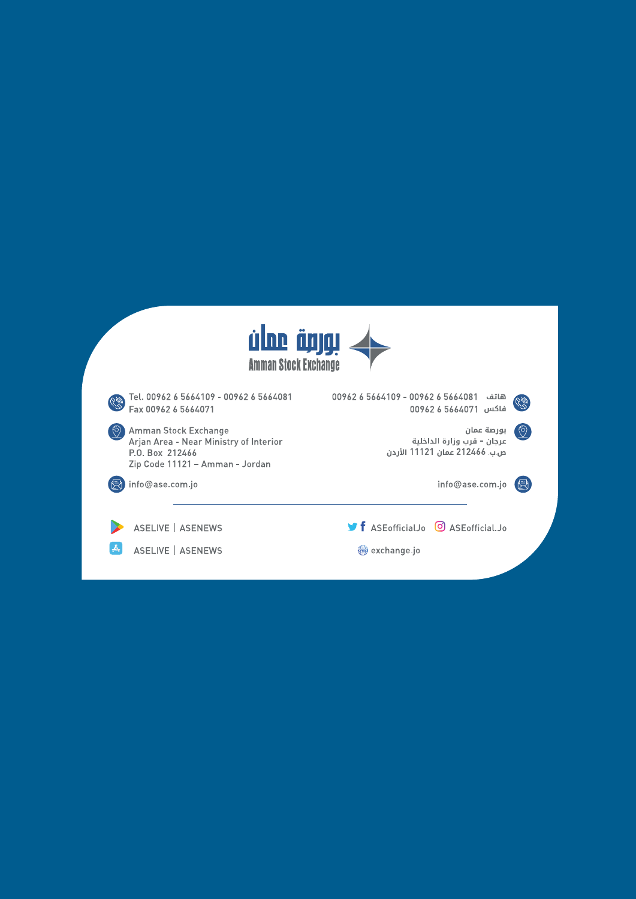بورصة عمان
Amman Stock Exchange

Tel. 00962 6 5664109 - 00962 6 5664081
Fax 00962 6 5664071

هاتف 00962 6 5664109 - 00962 6 5664081
فاكس 00962 6 5664071

Amman Stock Exchange
Arjan Area - Near Ministry of Interior
P.O. Box 212466
Zip Code 11121 – Amman - Jordan

بورصة عمان
عرجان - قرب وزارة الداخلية
ص.ب. 212466 عمان 11121 الأردن

info@ase.com.jo

info@ase.com.jo

---

ASELIVE | ASENEWS

ASELIVE | ASENEWS

ASEofficialJo

ASEofficial.Jo

exchange.jo